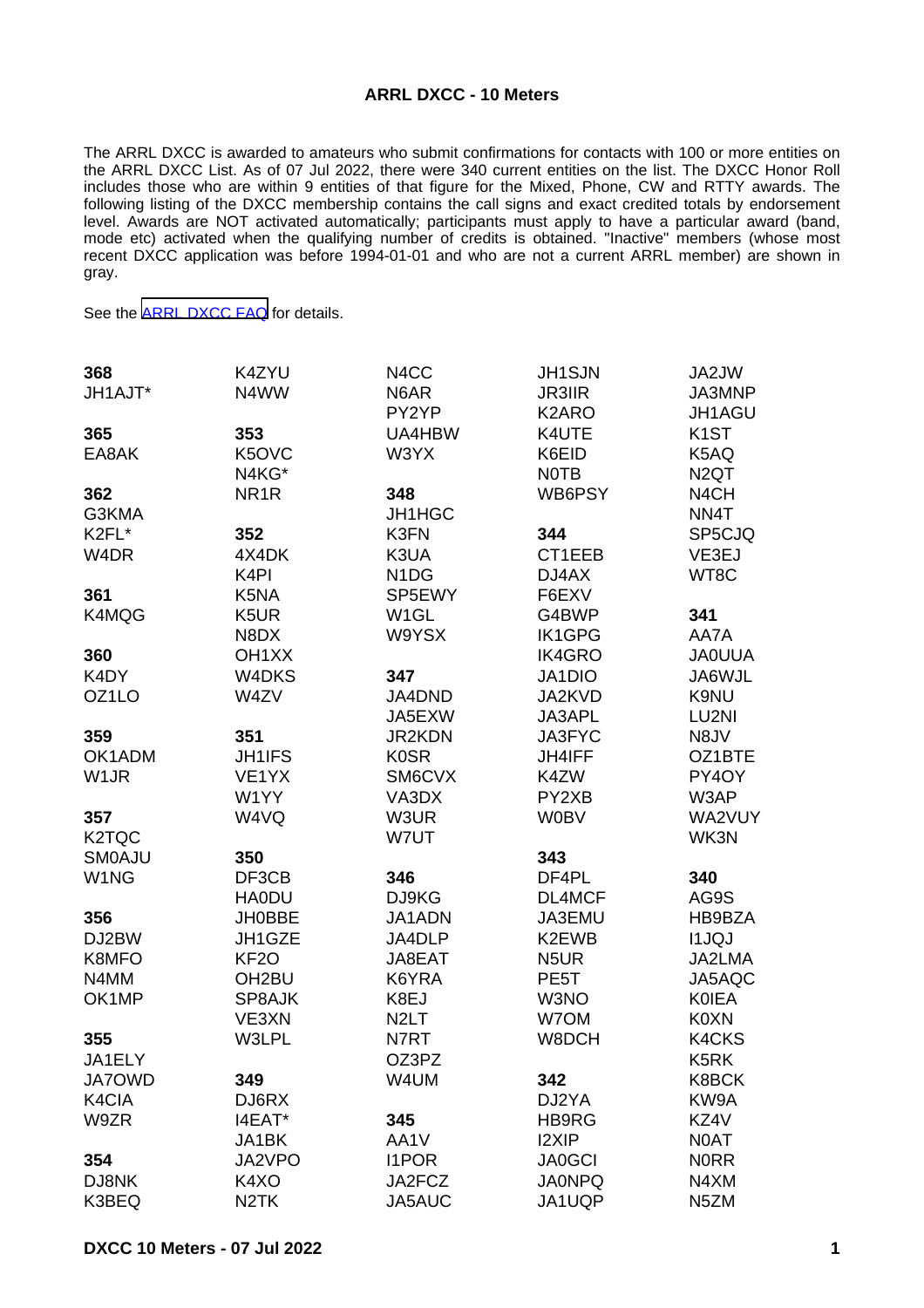**ARRL DXCC - 10 Meters**

The ARRL DXCC is awarded to amateurs who submit confirmations for contacts with 100 or more entities on the ARRL DXCC List. As of 07 Jul 2022, there were 340 current entities on the list. The DXCC Honor Roll includes those who are within 9 entities of that figure for the Mixed, Phone, CW and RTTY awards. The following listing of the DXCC membership contains the call signs and exact credited totals by endorsement level. Awards are NOT activated automatically; participants must apply to have a particular award (band, mode etc) activated when the qualifying number of credits is obtained. "Inactive" members (whose most recent DXCC application was before 1994-01-01 and who are not a current ARRL member) are shown in gray.

See the [ARRL DXCC FAQ] for details.

**368**
JH1AJT*

**365**
EA8AK

**362**
G3KMA
K2FL*
W4DR

**361**
K4MQG

**360**
K4DY
OZ1LO

**359**
OK1ADM
W1JR

**357**
K2TQC
SM0AJU
W1NG

**356**
DJ2BW
K8MFO
N4MM
OK1MP

**355**
JA1ELY
JA7OWD
K4CIA
W9ZR

**354**
DJ8NK
K3BEQ
K4ZYU
N4WW

**353**
K5OVC
N4KG*
NR1R

**352**
4X4DK
K4PI
K5NA
K5UR
N8DX
OH1XX
W4DKS
W4ZV

**351**
JH1IFS
VE1YX
W1YY
W4VQ

**350**
DF3CB
HA0DU
JH0BBE
JH1GZE
KF2O
OH2BU
SP8AJK
VE3XN
W3LPL

**349**
DJ6RX
I4EAT*
JA1BK
JA2VPO
K4XO
N2TK
N4CC
N6AR
PY2YP
UA4HBW
W3YX

**348**
JH1HGC
K3FN
K3UA
N1DG
SP5EWY
W1GL
W9YSX

**347**
JA4DND
JA5EXW
JR2KDN
K0SR
SM6CVX
VA3DX
W3UR
W7UT

**346**
DJ9KG
JA1ADN
JA4DLP
JA8EAT
K6YRA
K8EJ
N2LT
N7RT
OZ3PZ
W4UM

**345**
AA1V
I1POR
JA2FCZ
JA5AUC
JH1SJN
JR3IIR
K2ARO
K4UTE
K6EID
N0TB
WB6PSY

**344**
CT1EEB
DJ4AX
F6EXV
G4BWP
IK1GPG
IK4GRO
JA1DIO
JA2KVD
JA3APL
JA3FYC
JH4IFF
K4ZW
PY2XB
W0BV

**343**
DF4PL
DL4MCF
JA3EMU
K2EWB
N5UR
PE5T
W3NO
W7OM
W8DCH

**342**
DJ2YA
HB9RG
I2XIP
JA0GCI
JA0NPQ
JA1UQP
JA2JW
JA3MNP
JH1AGU
K1ST
K5AQ
N2QT
N4CH
NN4T
SP5CJQ
VE3EJ
WT8C

**341**
AA7A
JA0UUA
JA6WJL
K9NU
LU2NI
N8JV
OZ1BTE
PY4OY
W3AP
WA2VUY
WK3N

**340**
AG9S
HB9BZA
I1JQJ
JA2LMA
JA5AQC
K0IEA
K0XN
K4CKS
K5RK
K8BCK
KW9A
KZ4V
N0AT
N0RR
N4XM
N5ZM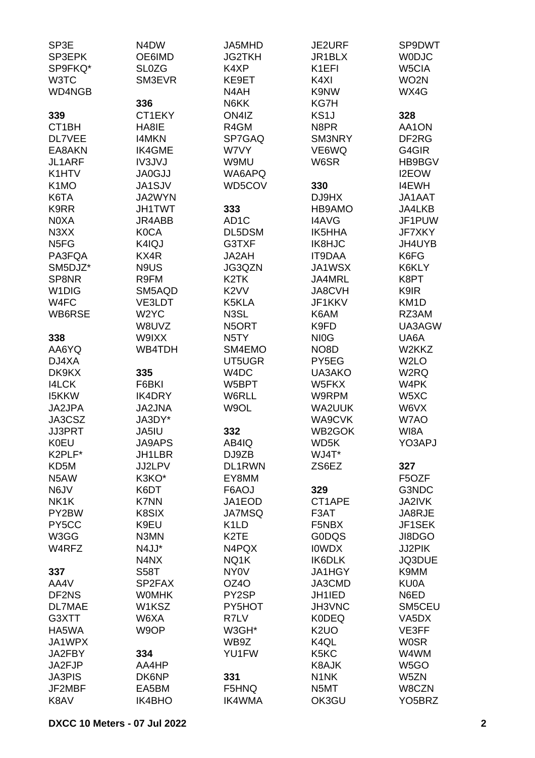SP3E
SP3EPK
SP9FKQ*
W3TC
WD4NGB

**339**
CT1BH
DL7VEE
EA8AKN
JL1ARF
K1HTV
K1MO
K6TA
K9RR
N0XA
N3XX
N5FG
PA3FQA
SM5DJZ*
SP8NR
W1DIG
W4FC
WB6RSE

**338**
AA6YQ
DJ4XA
DK9KX
I4LCK
I5KKW
JA2JPA
JA3CSZ
JJ3PRT
K0EU
K2PLF*
KD5M
N5AW
N6JV
NK1K
PY2BW
PY5CC
W3GG
W4RFZ

**337**
AA4V
DF2NS
DL7MAE
G3XTT
HA5WA
JA1WPX
JA2FBY
JA2FJP
JA3PIS
JF2MBF
K8AV

N4DW
OE6IMD
SL0ZG
SM3EVR

**336**
CT1EKY
HA8IE
I4MKN
IK4GME
IV3JVJ
JA0GJJ
JA1SJV
JA2WYN
JH1TWT
JR4ABB
K0CA
K4IQJ
KX4R
N9US
R9FM
SM5AQD
VE3LDT
W2YC
W8UVZ
W9IXX
WB4TDH

**335**
F6BKI
IK4DRY
JA2JNA
JA3DY*
JA5IU
JA9APS
JH1LBR
JJ2LPV
K3KO*
K6DT
K7NN
K8SIX
K9EU
N3MN
N4JJ*
N4NX
S58T
SP2FAX
W0MHK
W1KSZ
W6XA
W9OP

**334**
AA4HP
DK6NP
EA5BM
IK4BHO

JA5MHD
JG2TKH
K4XP
KE9ET
N4AH
N6KK
ON4IZ
R4GM
SP7GAQ
W7VY
W9MU
WA6APQ
WD5COV

**333**
AD1C
DL5DSM
G3TXF
JA2AH
JG3QZN
K2TK
K2VV
K5KLA
N3SL
N5ORT
N5TY
SM4EMO
UT5UGR
W4DC
W5BPT
W6RLL
W9OL

**332**
AB4IQ
DJ9ZB
DL1RWN
EY8MM
F6AOJ
JA1EOD
JA7MSQ
K1LD
K2TE
N4PQX
NQ1K
NY0V
OZ4O
PY2SP
PY5HOT
R7LV
W3GH*
WB9Z
YU1FW

**331**
F5HNQ
IK4WMA

JE2URF
JR1BLX
K1EFI
K4XI
K9NW
KG7H
KS1J
N8PR
SM3NRY
VE6WQ
W6SR

**330**
DJ9HX
HB9AMO
I4AVG
IK5HHA
IK8HJC
IT9DAA
JA1WSX
JA4MRL
JA8CVH
JF1KKV
K6AM
K9FD
NI0G
NO8D
PY5EG
UA3AKO
W5FKX
W9RPM
WA2UUK
WA9CVK
WB2GOK
WD5K
WJ4T*
ZS6EZ

**329**
CT1APE
F3AT
F5NBX
G0DQS
I0WDX
IK6DLK
JA1HGY
JA3CMD
JH1IED
JH3VNC
K0DEQ
K2UO
K4QL
K5KC
K8AJK
N1NK
N5MT
OK3GU

SP9DWT
W0DJC
W5CIA
WO2N
WX4G

**328**
AA1ON
DF2RG
G4GIR
HB9BGV
I2EOW
I4EWH
JA1AAT
JA4LKB
JF1PUW
JF7XKY
JH4UYB
K6FG
K6KLY
K8PT
K9IR
KM1D
RZ3AM
UA3AGW
UA6A
W2KKZ
W2LO
W2RQ
W4PK
W5XC
W6VX
W7AO
WI8A
YO3APJ

**327**
F5OZF
G3NDC
JA2IVK
JA8RJE
JF1SEK
JI8DGO
JJ2PIK
JQ3DUE
K9MM
KU0A
N6ED
SM5CEU
VA5DX
VE3FF
W0SR
W4WM
W5GO
W5ZN
W8CZN
YO5BRZ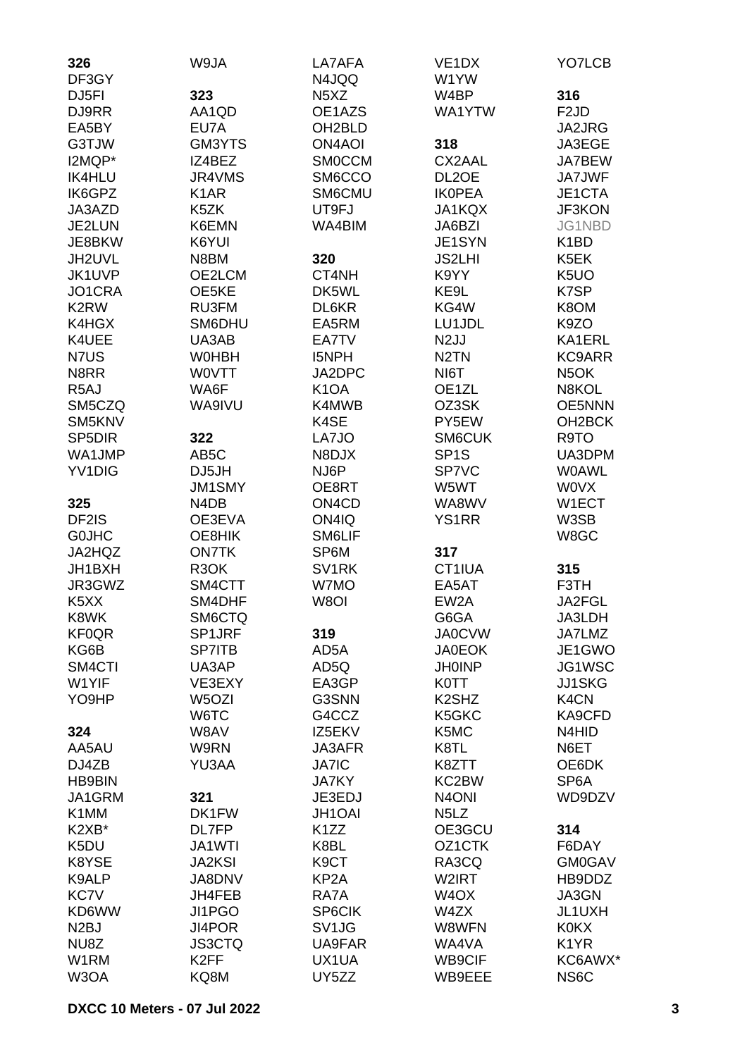**326**
DF3GY
DJ5FI
DJ9RR
EA5BY
G3TJW
I2MQP*
IK4HLU
IK6GPZ
JA3AZD
JE2LUN
JE8BKW
JH2UVL
JK1UVP
JO1CRA
K2RW
K4HGX
K4UEE
N7US
N8RR
R5AJ
SM5CZQ
SM5KNV
SP5DIR
WA1JMP
YV1DIG

**325**
DF2IS
G0JHC
JA2HQZ
JH1BXH
JR3GWZ
K5XX
K8WK
KF0QR
KG6B
SM4CTI
W1YIF
YO9HP

**324**
AA5AU
DJ4ZB
HB9BIN
JA1GRM
K1MM
K2XB*
K5DU
K8YSE
K9ALP
KC7V
KD6WW
N2BJ
NU8Z
W1RM
W3OA
W9JA

**323**
AA1QD
EU7A
GM3YTS
IZ4BEZ
JR4VMS
K1AR
K5ZK
K6EMN
K6YUI
N8BM
OE2LCM
OE5KE
RU3FM
SM6DHU
UA3AB
W0HBH
W0VTT
WA6F
WA9IVU

**322**
AB5C
DJ5JH
JM1SMY
N4DB
OE3EVA
OE8HIK
ON7TK
R3OK
SM4CTT
SM4DHF
SM6CTQ
SP1JRF
SP7ITB
UA3AP
VE3EXY
W5OZI
W6TC
W8AV
W9RN
YU3AA

**321**
DK1FW
DL7FP
JA1WTI
JA2KSI
JA8DNV
JH4FEB
JI1PGO
JI4POR
JS3CTQ
K2FF
KQ8M
LA7AFA
N4JQQ
N5XZ
OE1AZS
OH2BLD
ON4AOI
SM0CCM
SM6CCO
SM6CMU
UT9FJ
WA4BIM

**320**
CT4NH
DK5WL
DL6KR
EA5RM
EA7TV
I5NPH
JA2DPC
K1OA
K4MWB
K4SE
LA7JO
N8DJX
NJ6P
OE8RT
ON4CD
ON4IQ
SM6LIF
SP6M
SV1RK
W7MO
W8OI

**319**
AD5A
AD5Q
EA3GP
G3SNN
G4CCZ
IZ5EKV
JA3AFR
JA7IC
JA7KY
JE3EDJ
JH1OAI
K1ZZ
K8BL
K9CT
KP2A
RA7A
SP6CIK
SV1JG
UA9FAR
UX1UA
UY5ZZ
VE1DX
W1YW
W4BP
WA1YTW

**318**
CX2AAL
DL2OE
IK0PEA
JA1KQX
JA6BZI
JE1SYN
JS2LHI
K9YY
KE9L
KG4W
LU1JDL
N2JJ
N2TN
NI6T
OE1ZL
OZ3SK
PY5EW
SM6CUK
SP1S
SP7VC
W5WT
WA8WV
YS1RR

**317**
CT1IUA
EA5AT
EW2A
G6GA
JA0CVW
JA0EOK
JH0INP
K0TT
K2SHZ
K5GKC
K5MC
K8TL
K8ZTT
KC2BW
N4ONI
N5LZ
OE3GCU
OZ1CTK
RA3CQ
W2IRT
W4OX
W4ZX
W8WFN
WA4VA
WB9CIF
WB9EEE
YO7LCB

**316**
F2JD
JA2JRG
JA3EGE
JA7BEW
JA7JWF
JE1CTA
JF3KON
JG1NBD
K1BD
K5EK
K5UO
K7SP
K8OM
K9ZO
KA1ERL
KC9ARR
N5OK
N8KOL
OE5NNN
OH2BCK
R9TO
UA3DPM
W0AWL
W0VX
W1ECT
W3SB
W8GC

**315**
F3TH
JA2FGL
JA3LDH
JA7LMZ
JE1GWO
JG1WSC
JJ1SKG
K4CN
KA9CFD
N4HID
N6ET
OE6DK
SP6A
WD9DZV

**314**
F6DAY
GM0GAV
HB9DDZ
JA3GN
JL1UXH
K0KX
K1YR
KC6AWX*
NS6C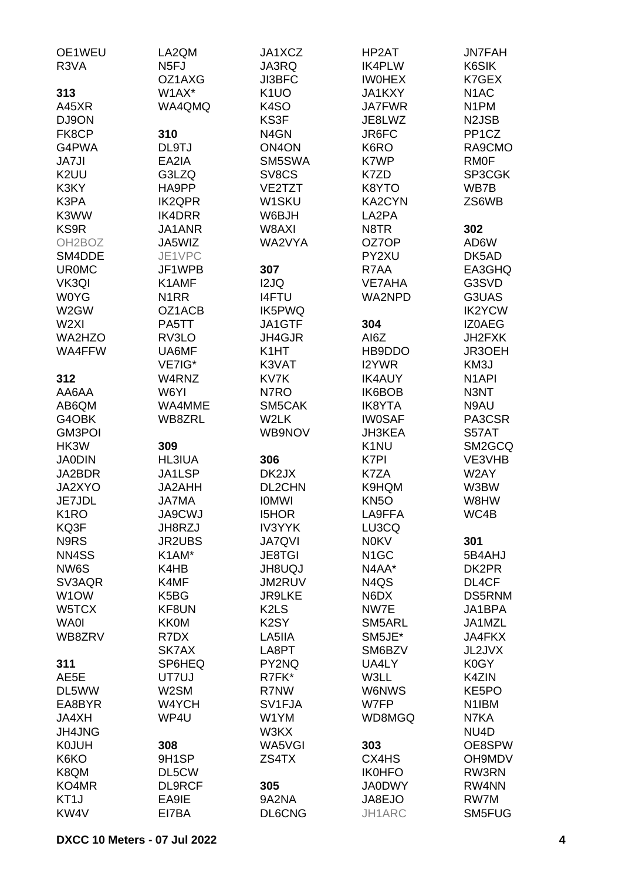OE1WEU
R3VA

**313**
A45XR
DJ9ON
FK8CP
G4PWA
JA7JI
K2UU
K3KY
K3PA
K3WW
KS9R
OH2BOZ
SM4DDE
UR0MC
VK3QI
W0YG
W2GW
W2XI
WA2HZO
WA4FFW

**312**
AA6AA
AB6QM
G4OBK
GM3POI
HK3W
JA0DIN
JA2BDR
JA2XYO
JE7JDL
K1RO
KQ3F
N9RS
NN4SS
NW6S
SV3AQR
W1OW
W5TCX
WA0I
WB8ZRV

**311**
AE5E
DL5WW
EA8BYR
JA4XH
JH4JNG
K0JUH
K6KO
K8QM
KO4MR
KT1J
KW4V

LA2QM
N5FJ
OZ1AXG
W1AX*
WA4QMQ

**310**
DL9TJ
EA2IA
G3LZQ
HA9PP
IK2QPR
IK4DRR
JA1ANR
JA5WIZ
JE1VPC
JF1WPB
K1AMF
N1RR
OZ1ACB
PA5TT
RV3LO
UA6MF
VE7IG*
W4RNZ
W6YI
WA4MME
WB8ZRL

**309**
HL3IUA
JA1LSP
JA2AHH
JA7MA
JA9CWJ
JH8RZJ
JR2UBS
K1AM*
K4HB
K4MF
K5BG
KF8UN
KK0M
R7DX
SK7AX
SP6HEQ
UT7UJ
W2SM
W4YCH
WP4U

**308**
9H1SP
DL5CW
DL9RCF
EA9IE
EI7BA

JA1XCZ
JA3RQ
JI3BFC
K1UO
K4SO
KS3F
N4GN
ON4ON
SM5SWA
SV8CS
VE2TZT
W1SKU
W6BJH
W8AXI
WA2VYA

**307**
I2JQ
I4FTU
IK5PWQ
JA1GTF
JH4GJR
K1HT
K3VAT
KV7K
N7RO
SM5CAK
W2LK
WB9NOV

**306**
DK2JX
DL2CHN
I0MWI
I5HOR
IV3YYK
JA7QVI
JE8TGI
JH8UQJ
JM2RUV
JR9LKE
K2LS
K2SY
LA5IIA
LA8PT
PY2NQ
R7FK*
R7NW
SV1FJA
W1YM
W3KX
WA5VGI
ZS4TX

**305**
9A2NA
DL6CNG

HP2AT
IK4PLW
IW0HEX
JA1KXY
JA7FWR
JE8LWZ
JR6FC
K6RO
K7WP
K7ZD
K8YTO
KA2CYN
LA2PA
N8TR
OZ7OP
PY2XU
R7AA
VE7AHA
WA2NPD

**304**
AI6Z
HB9DDO
I2YWR
IK4AUY
IK6BOB
IK8YTA
IW0SAF
JH3KEA
K1NU
K7PI
K7ZA
K9HQM
KN5O
LA9FFA
LU3CQ
N0KV
N1GC
N4AA*
N4QS
N6DX
NW7E
SM5ARL
SM5JE*
SM6BZV
UA4LY
W3LL
W6NWS
W7FP
WD8MGQ

**303**
CX4HS
IK0HFO
JA0DWY
JA8EJO
JH1ARC

JN7FAH
K6SIK
K7GEX
N1AC
N1PM
N2JSB
PP1CZ
RA9CMO
RM0F
SP3CGK
WB7B
ZS6WB

**302**
AD6W
DK5AD
EA3GHQ
G3SVD
G3UAS
IK2YCW
IZ0AEG
JH2FXK
JR3OEH
KM3J
N1API
N3NT
N9AU
PA3CSR
S57AT
SM2GCQ
VE3VHB
W2AY
W3BW
W8HW
WC4B

**301**
5B4AHJ
DK2PR
DL4CF
DS5RNM
JA1BPA
JA1MZL
JA4FKX
JL2JVX
K0GY
K4ZIN
KE5PO
N1IBM
N7KA
NU4D
OE8SPW
OH9MDV
RW3RN
RW4NN
RW7M
SM5FUG

**DXCC 10 Meters - 07 Jul 2022**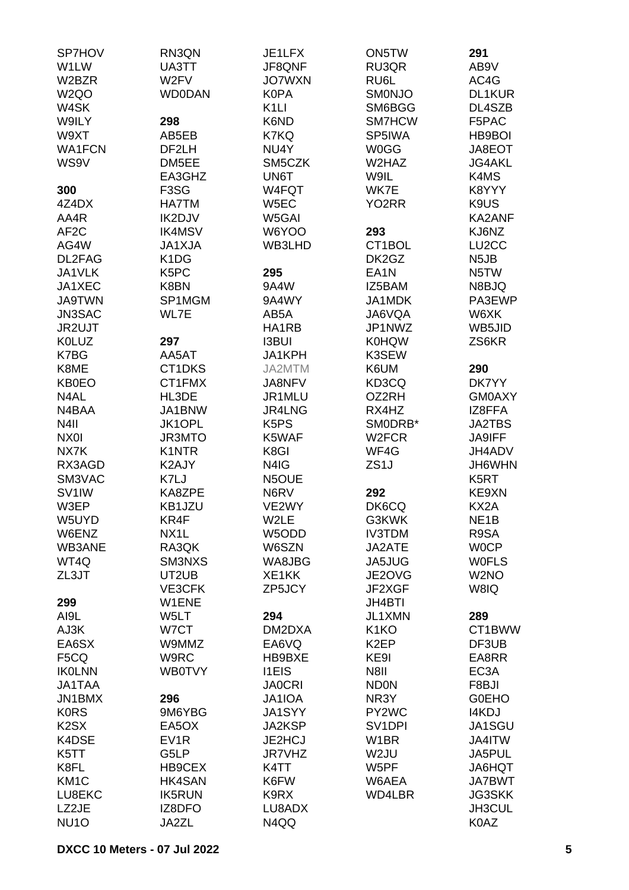SP7HOV
W1LW
W2BZR
W2QO
W4SK
W9ILY
W9XT
WA1FCN
WS9V

**300**
4Z4DX
AA4R
AF2C
AG4W
DL2FAG
JA1VLK
JA1XEC
JA9TWN
JN3SAC
JR2UJT
K0LUZ
K7BG
K8ME
KB0EO
N4AL
N4BAA
N4II
NX0I
NX7K
RX3AGD
SM3VAC
SV1IW
W3EP
W5UYD
W6ENZ
WB3ANE
WT4Q
ZL3JT

**299**
AI9L
AJ3K
EA6SX
F5CQ
IK0LNN
JA1TAA
JN1BMX
K0RS
K2SX
K4DSE
K5TT
K8FL
KM1C
LU8EKC
LZ2JE
NU1O
RN3QN
UA3TT
W2FV
WD0DAN

**298**
AB5EB
DF2LH
DM5EE
EA3GHZ
F3SG
HA7TM
IK2DJV
IK4MSV
JA1XJA
K1DG
K5PC
K8BN
SP1MGM
WL7E

**297**
AA5AT
CT1DKS
CT1FMX
HL3DE
JA1BNW
JK1OPL
JR3MTO
K1NTR
K2AJY
K7LJ
KA8ZPE
KB1JZU
KR4F
NX1L
RA3QK
SM3NXS
UT2UB
VE3CFK
W1ENE
W5LT
W7CT
W9MMZ
W9RC
WB0TVY

**296**
9M6YBG
EA5OX
EV1R
G5LP
HB9CEX
HK4SAN
IK5RUN
IZ8DFO
JA2ZL
JE1LFX
JF8QNF
JO7WXN
K0PA
K1LI
K6ND
K7KQ
NU4Y
SM5CZK
UN6T
W4FQT
W5EC
W5GAI
W6YOO
WB3LHD

**295**
9A4W
9A4WY
AB5A
HA1RB
I3BUI
JA1KPH
JA2MTM
JA8NFV
JR1MLU
JR4LNG
K5PS
K5WAF
K8GI
N4IG
N5OUE
N6RV
VE2WY
W2LE
W5ODD
W6SZN
WA8JBG
XE1KK
ZP5JCY

**294**
DM2DXA
EA6VQ
HB9BXE
I1EIS
JA0CRI
JA1IOA
JA1SYY
JA2KSP
JE2HCJ
JR7VHZ
K4TT
K6FW
K9RX
LU8ADX
N4QQ
ON5TW
RU3QR
RU6L
SM0NJO
SM6BGG
SM7HCW
SP5IWA
W0GG
W2HAZ
W9IL
WK7E
YO2RR

**293**
CT1BOL
DK2GZ
EA1N
IZ5BAM
JA1MDK
JA6VQA
JP1NWZ
K0HQW
K3SEW
K6UM
KD3CQ
OZ2RH
RX4HZ
SM0DRB*
W2FCR
WF4G
ZS1J

**292**
DK6CQ
G3KWK
IV3TDM
JA2ATE
JA5JUG
JE2OVG
JF2XGF
JH4BTI
JL1XMN
K1KO
K2EP
KE9I
N8II
ND0N
NR3Y
PY2WC
SV1DPI
W1BR
W2JU
W5PF
W6AEA
WD4LBR

**291**
AB9V
AC4G
DL1KUR
DL4SZB
F5PAC
HB9BOI
JA8EOT
JG4AKL
K4MS
K8YYY
K9US
KA2ANF
KJ6NZ
LU2CC
N5JB
N5TW
N8BJQ
PA3EWP
W6XK
WB5JID
ZS6KR

**290**
DK7YY
GM0AXY
IZ8FFA
JA2TBS
JA9IFF
JH4ADV
JH6WHN
K5RT
KE9XN
KX2A
NE1B
R9SA
W0CP
W0FLS
W2NO
W8IQ

**289**
CT1BWW
DF3UB
EA8RR
EC3A
F8BJI
G0EHO
I4KDJ
JA1SGU
JA4ITW
JA5PUL
JA6HQT
JA7BWT
JG3SKK
JH3CUL
K0AZ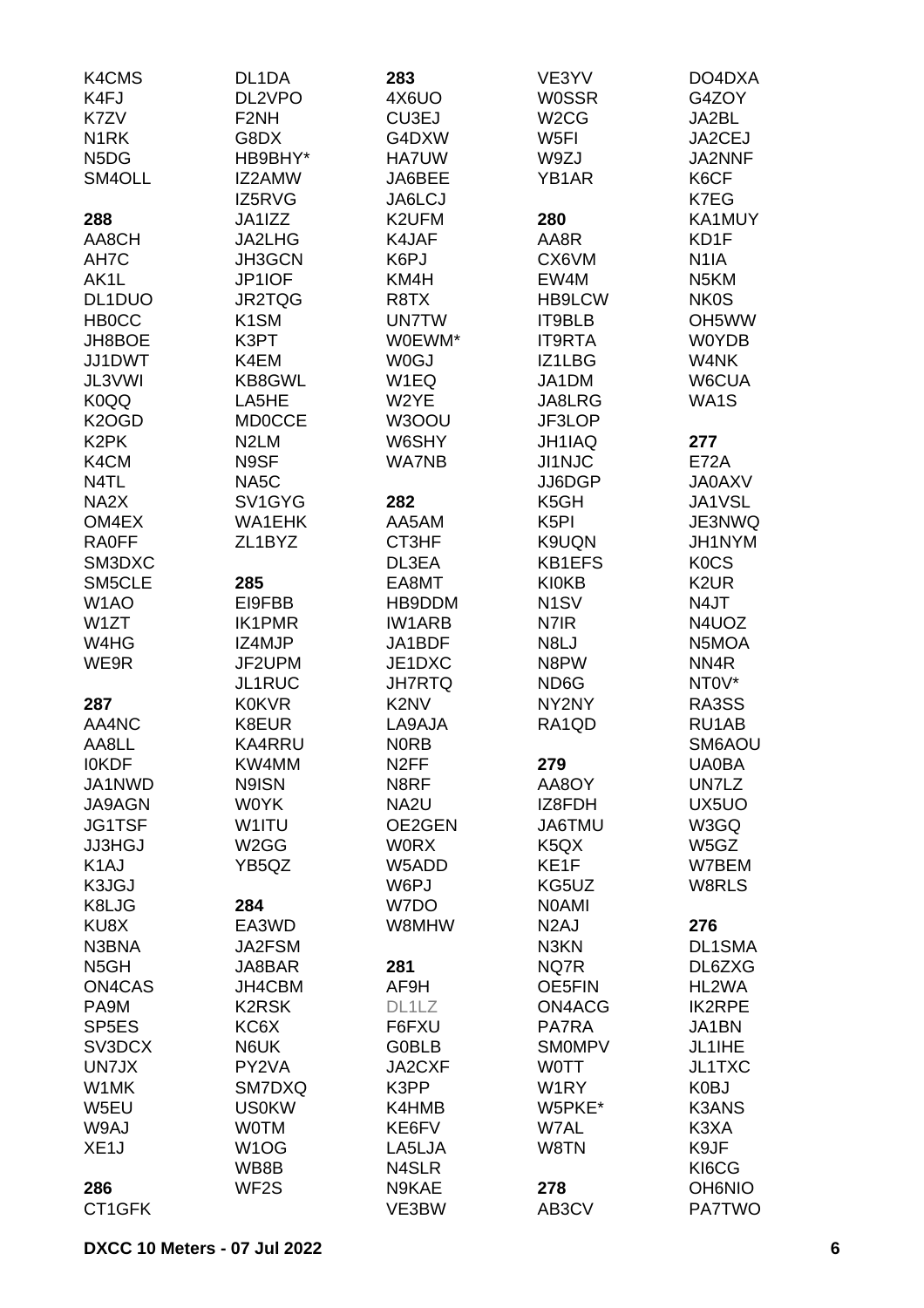K4CMS
K4FJ
K7ZV
N1RK
N5DG
SM4OLL

**288**
AA8CH
AH7C
AK1L
DL1DUO
HB0CC
JH8BOE
JJ1DWT
JL3VWI
K0QQ
K2OGD
K2PK
K4CM
N4TL
NA2X
OM4EX
RA0FF
SM3DXC
SM5CLE
W1AO
W1ZT
W4HG
WE9R

**287**
AA4NC
AA8LL
I0KDF
JA1NWD
JA9AGN
JG1TSF
JJ3HGJ
K1AJ
K3JGJ
K8LJG
KU8X
N3BNA
N5GH
ON4CAS
PA9M
SP5ES
SV3DCX
UN7JX
W1MK
W5EU
W9AJ
XE1J

**286**
CT1GFK
DL1DA
DL2VPO
F2NH
G8DX
HB9BHY*
IZ2AMW
IZ5RVG
JA1IZZ
JA2LHG
JH3GCN
JP1IOF
JR2TQG
K1SM
K3PT
K4EM
KB8GWL
LA5HE
MD0CCE
N2LM
N9SF
NA5C
SV1GYG
WA1EHK
ZL1BYZ

**285**
EI9FBB
IK1PMR
IZ4MJP
JF2UPM
JL1RUC
K0KVR
K8EUR
KA4RRU
KW4MM
N9ISN
W0YK
W1ITU
W2GG
YB5QZ

**284**
EA3WD
JA2FSM
JA8BAR
JH4CBM
K2RSK
KC6X
N6UK
PY2VA
SM7DXQ
US0KW
W0TM
W1OG
WB8B
WF2S

**283**
4X6UO
CU3EJ
G4DXW
HA7UW
JA6BEE
JA6LCJ
K2UFM
K4JAF
K6PJ
KM4H
R8TX
UN7TW
W0EWM*
W0GJ
W1EQ
W2YE
W3OOU
W6SHY
WA7NB

**282**
AA5AM
CT3HF
DL3EA
EA8MT
HB9DDM
IW1ARB
JA1BDF
JE1DXC
JH7RTQ
K2NV
LA9AJA
N0RB
N2FF
N8RF
NA2U
OE2GEN
W0RX
W5ADD
W6PJ
W7DO
W8MHW

**281**
AF9H
DL1LZ
F6FXU
G0BLB
JA2CXF
K3PP
K4HMB
KE6FV
LA5LJA
N4SLR
N9KAE
VE3BW
VE3YV
W0SSR
W2CG
W5FI
W9ZJ
YB1AR

**280**
AA8R
CX6VM
EW4M
HB9LCW
IT9BLB
IT9RTA
IZ1LBG
JA1DM
JA8LRG
JF3LOP
JH1IAQ
JI1NJC
JJ6DGP
K5GH
K5PI
K9UQN
KB1EFS
KI0KB
N1SV
N7IR
N8LJ
N8PW
ND6G
NY2NY
RA1QD

**279**
AA8OY
IZ8FDH
JA6TMU
K5QX
KE1F
KG5UZ
N0AMI
N2AJ
N3KN
NQ7R
OE5FIN
ON4ACG
PA7RA
SM0MPV
W0TT
W1RY
W5PKE*
W7AL
W8TN

**278**
AB3CV
DO4DXA
G4ZOY
JA2BL
JA2CEJ
JA2NNF
K6CF
K7EG
KA1MUY
KD1F
N1IA
N5KM
NK0S
OH5WW
W0YDB
W4NK
W6CUA
WA1S

**277**
E72A
JA0AXV
JA1VSL
JE3NWQ
JH1NYM
K0CS
K2UR
N4JT
N4UOZ
N5MOA
NN4R
NT0V*
RA3SS
RU1AB
SM6AOU
UA0BA
UN7LZ
UX5UO
W3GQ
W5GZ
W7BEM
W8RLS

**276**
DL1SMA
DL6ZXG
HL2WA
IK2RPE
JA1BN
JL1IHE
JL1TXC
K0BJ
K3ANS
K3XA
K9JF
KI6CG
OH6NIO
PA7TWO

**DXCC 10 Meters - 07 Jul 2022**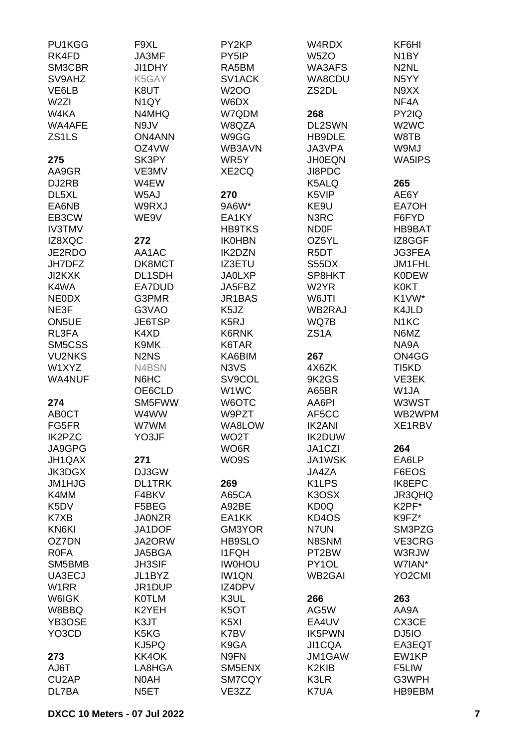PU1KGG
RK4FD
SM3CBR
SV9AHZ
VE6LB
W2ZI
W4KA
WA4AFE
ZS1LS

**275**
AA9GR
DJ2RB
DL5XL
EA6NB
EB3CW
IV3TMV
IZ8XQC
JE2RDO
JH7DFZ
JI2KXK
K4WA
NE0DX
NE3F
ON5UE
RL3FA
SM5CSS
VU2NKS
W1XYZ
WA4NUF

**274**
AB0CT
FG5FR
IK2PZC
JA9GPG
JH1QAX
JK3DGX
JM1HJG
K4MM
K5DV
K7XB
KN6KI
OZ7DN
R0FA
SM5BMB
UA3ECJ
W1RR
W6IGK
W8BBQ
YB3OSE
YO3CD

**273**
AJ6T
CU2AP
DL7BA

F9XL
JA3MF
JI1DHY
K5GAY
K8UT
N1QY
N4MHQ
N9JV
ON4ANN
OZ4VW
SK3PY
VE3MV
W4EW
W5AJ
W9RXJ
WE9V

**272**
AA1AC
DK8MCT
DL1SDH
EA7DUD
G3PMR
G3VAO
JE6TSP
K4XD
K9MK
N2NS
N4BSN
N6HC
OE6CLD
SM5FWW
W4WW
W7WM
YO3JF

**271**
DJ3GW
DL1TRK
F4BKV
F5BEG
JA0NZR
JA1DOF
JA2ORW
JA5BGA
JH3SIF
JL1BYZ
JR1DUP
K0TLM
K2YEH
K3JT
K5KG
KJ5PQ
KK4OK
LA8HGA
N0AH
N5ET

PY2KP
PY5IP
RA5BM
SV1ACK
W2OO
W6DX
W7QDM
W8QZA
W9GG
WB3AVN
WR5Y
XE2CQ

**270**
9A6W*
EA1KY
HB9TKS
IK0HBN
IK2DZN
IZ3ETU
JA0LXP
JA5FBZ
JR1BAS
K5JZ
K5RJ
K6RNK
K6TAR
KA6BIM
N3VS
SV9COL
W1WC
W6OTC
W9PZT
WA8LOW
WO2T
WO6R
WO9S

**269**
A65CA
A92BE
EA1KK
GM3YOR
HB9SLO
I1FQH
IW0HOU
IW1QN
IZ4DPV
K3UL
K5OT
K5XI
K7BV
K9GA
N9FN
SM5ENX
SM7CQY
VE3ZZ

W4RDX
W5ZO
WA3AFS
WA8CDU
ZS2DL

**268**
DL2SWN
HB9DLE
JA3VPA
JH0EQN
JI8PDC
K5ALQ
K5VIP
KE9U
N3RC
ND0F
OZ5YL
R5DT
S55DX
SP8HKT
W2YR
W6JTI
WB2RAJ
WQ7B
ZS1A

**267**
4X6ZK
9K2GS
A65BR
AA6PI
AF5CC
IK2ANI
IK2DUW
JA1CZI
JA1WSK
JA4ZA
K1LPS
K3OSX
KD0Q
KD4OS
N7UN
N8SNM
PT2BW
PY1OL
WB2GAI

**266**
AG5W
EA4UV
IK5PWN
JI1CQA
JM1GAW
K2KIB
K3LR
K7UA

KF6HI
N1BY
N2NL
N5YY
N9XX
NF4A
PY2IQ
W2WC
W8TB
W9MJ
WA5IPS

**265**
AE6Y
EA7OH
F6FYD
HB9BAT
IZ8GGF
JG3FEA
JM1FHL
K0DEW
K0KT
K1VW*
K4JLD
N1KC
N6MZ
NA9A
ON4GG
TI5KD
VE3EK
W1JA
W3WST
WB2WPM
XE1RBV

**264**
EA6LP
F6EOS
IK8EPC
JR3QHQ
K2PF*
K9FZ*
SM3PZG
VE3CRG
W3RJW
W7IAN*
YO2CMI

**263**
AA9A
CX3CE
DJ5IO
EA3EQT
EW1KP
F5LIW
G3WPH
HB9EBM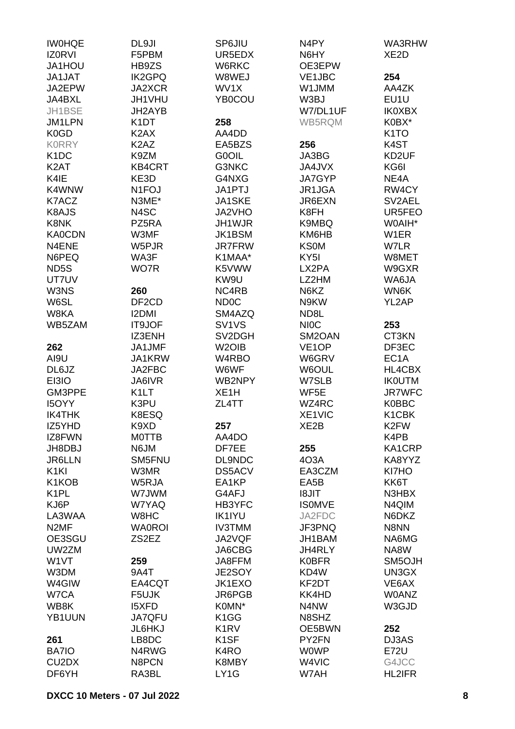IW0HQE
IZ0RVI
JA1HOU
JA1JAT
JA2EPW
JA4BXL
JH1BSE
JM1LPN
K0GD
K0RRY
K1DC
K2AT
K4IE
K4WNW
K7ACZ
K8AJS
K8NK
KA0CDN
N4ENE
N6PEQ
ND5S
UT7UV
W3NS
W6SL
W8KA
WB5ZAM

**262**
AI9U
DL6JZ
EI3IO
GM3PPE
I5OYY
IK4THK
IZ5YHD
IZ8FWN
JH8DBJ
JR6LLN
K1KI
K1KOB
K1PL
KJ6P
LA3WAA
N2MF
OE3SGU
UW2ZM
W1VT
W3DM
W4GIW
W7CA
WB8K
YB1UUN

**261**
BA7IO
CU2DX
DF6YH

DL9JI
F5PBM
HB9ZS
IK2GPQ
JA2XCR
JH1VHU
JH2AYB
K1DT
K2AX
K2AZ
K9ZM
KB4CRT
KE3D
N1FOJ
N3ME*
N4SC
PZ5RA
W3MF
W5PJR
WA3F
WO7R

**260**
DF2CD
I2DMI
IT9JOF
IZ3ENH
JA1JMF
JA1KRW
JA2FBC
JA6IVR
K1LT
K3PU
K8ESQ
K9XD
M0TTB
N6JM
SM5FNU
W3MR
W5RJA
W7JWM
W7YAQ
W8HC
WA0ROI
ZS2EZ

**259**
9A4T
EA4CQT
F5UJK
I5XFD
JA7QFU
JL6HKJ
LB8DC
N4RWG
N8PCN
RA3BL

SP6JIU
UR5EDX
W6RKC
W8WEJ
WV1X
YB0COU

**258**
AA4DD
EA5BZS
G0OIL
G3NKC
G4NXG
JA1PTJ
JA1SKE
JA2VHO
JH1WJR
JK1BSM
JR7FRW
K1MAA*
K5VWW
KW9U
NC4RB
ND0C
SM4AZQ
SV1VS
SV2DGH
W2OIB
W4RBO
W6WF
WB2NPY
XE1H
ZL4TT

**257**
AA4DO
DF7EE
DL9NDC
DS5ACV
EA1KP
G4AFJ
HB3YFC
IK1IYU
IV3TMM
JA2VQF
JA6CBG
JA8FFM
JE2SOY
JK1EXO
JR6PGB
K0MN*
K1GG
K1RV
K1SF
K4RO
K8MBY
LY1G

N4PY
N6HY
OE3EPW
VE1JBC
W1JMM
W3BJ
W7/DL1UF
WB5RQM

**256**
JA3BG
JA4JVX
JA7GYP
JR1JGA
JR6EXN
K8FH
K9MBQ
KM6HB
KS0M
KY5I
LX2PA
LZ2HM
N6KZ
N9KW
ND8L
NI0C
SM2OAN
VE1OP
W6GRV
W6OUL
W7SLB
WF5E
WZ4RC
XE1VIC
XE2B

**255**
4O3A
EA3CZM
EA5B
I8JIT
IS0MVE
JA2FDC
JF3PNQ
JH1BAM
JH4RLY
K0BFR
KD4W
KF2DT
KK4HD
N4NW
N8SHZ
OE5BWN
PY2FN
W0WP
W4VIC
W7AH

WA3RHW
XE2D

**254**
AA4ZK
EU1U
IK0XBX
K0BX*
K1TO
K4ST
KD2UF
KG6I
NE4A
RW4CY
SV2AEL
UR5FEO
W0AIH*
W1ER
W7LR
W8MET
W9GXR
WA6JA
WN6K
YL2AP

**253**
CT3KN
DF3EC
EC1A
HL4CBX
IK0UTM
JR7WFC
K0BBC
K1CBK
K2FW
K4PB
KA1CRP
KA8YYZ
KI7HO
KK6T
N3HBX
N4QIM
N6DKZ
N8NN
NA6MG
NA8W
SM5OJH
UN3GX
VE6AX
W0ANZ
W3GJD

**252**
DJ3AS
E72U
G4JCC
HL2IFR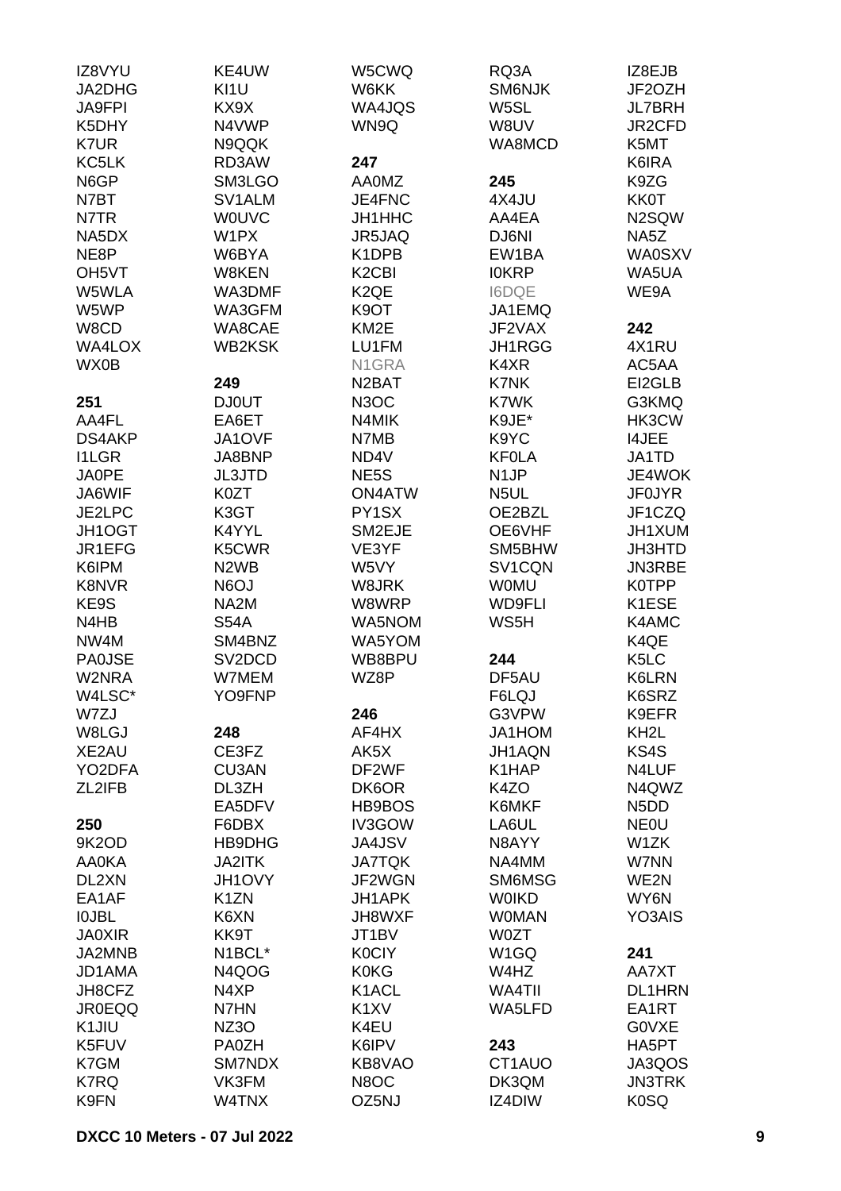IZ8VYU
JA2DHG
JA9FPI
K5DHY
K7UR
KC5LK
N6GP
N7BT
N7TR
NA5DX
NE8P
OH5VT
W5WLA
W5WP
W8CD
WA4LOX
WX0B

**251**
AA4FL
DS4AKP
I1LGR
JA0PE
JA6WIF
JE2LPC
JH1OGT
JR1EFG
K6IPM
K8NVR
KE9S
N4HB
NW4M
PA0JSE
W2NRA
W4LSC*
W7ZJ
W8LGJ
XE2AU
YO2DFA
ZL2IFB

**250**
9K2OD
AA0KA
DL2XN
EA1AF
I0JBL
JA0XIR
JA2MNB
JD1AMA
JH8CFZ
JR0EQQ
K1JIU
K5FUV
K7GM
K7RQ
K9FN

KE4UW
KI1U
KX9X
N4VWP
N9QQK
RD3AW
SM3LGO
SV1ALM
W0UVC
W1PX
W6BYA
W8KEN
WA3DMF
WA3GFM
WA8CAE
WB2KSK

**249**
DJ0UT
EA6ET
JA1OVF
JA8BNP
JL3JTD
K0ZT
K3GT
K4YYL
K5CWR
N2WB
N6OJ
NA2M
S54A
SM4BNZ
SV2DCD
W7MEM
YO9FNP

**248**
CE3FZ
CU3AN
DL3ZH
EA5DFV
F6DBX
HB9DHG
JA2ITK
JH1OVY
K1ZN
K6XN
KK9T
N1BCL*
N4QOG
N4XP
N7HN
NZ3O
PA0ZH
SM7NDX
VK3FM
W4TNX

W5CWQ
W6KK
WA4JQS
WN9Q

**247**
AA0MZ
JE4FNC
JH1HHC
JR5JAQ
K1DPB
K2CBI
K2QE
K9OT
KM2E
LU1FM
N1GRA
N2BAT
N3OC
N4MIK
N7MB
ND4V
NE5S
ON4ATW
PY1SX
SM2EJE
VE3YF
W5VY
W8JRK
W8WRP
WA5NOM
WA5YOM
WB8BPU
WZ8P

**246**
AF4HX
AK5X
DF2WF
DK6OR
HB9BOS
IV3GOW
JA4JSV
JA7TQK
JF2WGN
JH1APK
JH8WXF
JT1BV
K0CIY
K0KG
K1ACL
K1XV
K4EU
K6IPV
KB8VAO
N8OC
OZ5NJ

RQ3A
SM6NJK
W5SL
W8UV
WA8MCD

**245**
4X4JU
AA4EA
DJ6NI
EW1BA
I0KRP
I6DQE
JA1EMQ
JF2VAX
JH1RGG
K4XR
K7NK
K7WK
K9JE*
K9YC
KF0LA
N1JP
N5UL
OE2BZL
OE6VHF
SM5BHW
SV1CQN
W0MU
WD9FLI
WS5H

**244**
DF5AU
F6LQJ
G3VPW
JA1HOM
JH1AQN
K1HAP
K4ZO
K6MKF
LA6UL
N8AYY
NA4MM
SM6MSG
W0IKD
W0MAN
W0ZT
W1GQ
W4HZ
WA4TII
WA5LFD

**243**
CT1AUO
DK3QM
IZ4DIW

IZ8EJB
JF2OZH
JL7BRH
JR2CFD
K5MT
K6IRA
K9ZG
KK0T
N2SQW
NA5Z
WA0SXV
WA5UA
WE9A

**242**
4X1RU
AC5AA
EI2GLB
G3KMQ
HK3CW
I4JEE
JA1TD
JE4WOK
JF0JYR
JF1CZQ
JH1XUM
JH3HTD
JN3RBE
K0TPP
K1ESE
K4AMC
K4QE
K5LC
K6LRN
K6SRZ
K9EFR
KH2L
KS4S
N4LUF
N4QWZ
N5DD
NE0U
W1ZK
W7NN
WE2N
WY6N
YO3AIS

**241**
AA7XT
DL1HRN
EA1RT
G0VXE
HA5PT
JA3QOS
JN3TRK
K0SQ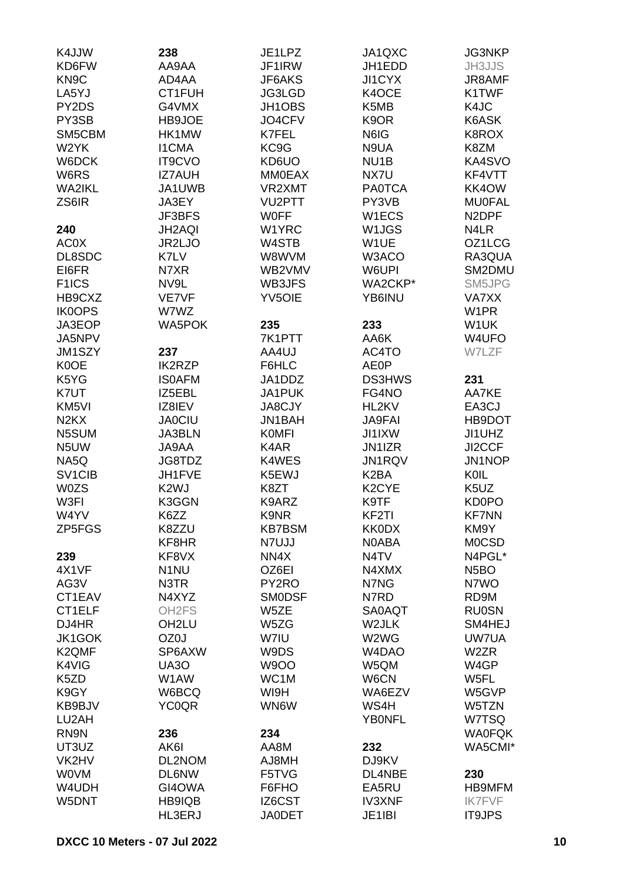K4JJW
KD6FW
KN9C
LA5YJ
PY2DS
PY3SB
SM5CBM
W2YK
W6DCK
W6RS
WA2IKL
ZS6IR

**240**
AC0X
DL8SDC
EI6FR
F1ICS
HB9CXZ
IK0OPS
JA3EOP
JA5NPV
JM1SZY
K0OE
K5YG
K7UT
KM5VI
N2KX
N5SUM
N5UW
NA5Q
SV1CIB
W0ZS
W3FI
W4YV
ZP5FGS

**239**
4X1VF
AG3V
CT1EAV
CT1ELF
DJ4HR
JK1GOK
K2QMF
K4VIG
K5ZD
K9GY
KB9BJV
LU2AH
RN9N
UT3UZ
VK2HV
W0VM
W4UDH
W5DNT

**238**
AA9AA
AD4AA
CT1FUH
G4VMX
HB9JOE
HK1MW
I1CMA
IT9CVO
IZ7AUH
JA1UWB
JA3EY
JF3BFS
JH2AQI
JR2LJO
K7LV
N7XR
NV9L
VE7VF
W7WZ
WA5POK

**237**
IK2RZP
IS0AFM
IZ5EBL
IZ8IEV
JA0CIU
JA3BLN
JA9AA
JG8TDZ
JH1FVE
K2WJ
K3GGN
K6ZZ
K8ZZU
KF8HR
KF8VX
N1NU
N3TR
N4XYZ
OH2FS
OH2LU
OZ0J
SP6AXW
UA3O
W1AW
W6BCQ
YC0QR

**236**
AK6I
DL2NOM
DL6NW
GI4OWA
HB9IQB
HL3ERJ

JE1LPZ
JF1IRW
JF6AKS
JG3LGD
JH1OBS
JO4CFV
K7FEL
KC9G
KD6UO
MM0EAX
VR2XMT
VU2PTT
W0FF
W1YRC
W4STB
W8WVM
WB2VMV
WB3JFS
YV5OIE

**235**
7K1PTT
AA4UJ
F6HLC
JA1DDZ
JA1PUK
JA8CJY
JN1BAH
K0MFI
K4AR
K4WES
K5EWJ
K8ZT
K9ARZ
K9NR
KB7BSM
N7UJJ
NN4X
OZ6EI
PY2RO
SM0DSF
W5ZE
W5ZG
W7IU
W9DS
W9OO
WC1M
WI9H
WN6W

**234**
AA8M
AJ8MH
F5TVG
F6FHO
IZ6CST
JA0DET

JA1QXC
JH1EDD
JI1CYX
K4OCE
K5MB
K9OR
N6IG
N9UA
NU1B
NX7U
PA0TCA
PY3VB
W1ECS
W1JGS
W1UE
W3ACO
W6UPI
WA2CKP*
YB6INU

**233**
AA6K
AC4TO
AE0P
DS3HWS
FG4NO
HL2KV
JA9FAI
JI1IXW
JN1IZR
JN1RQV
K2BA
K2CYE
K9TF
KF2TI
KK0DX
N0ABA
N4TV
N4XMX
N7NG
N7RD
SA0AQT
W2JLK
W2WG
W4DAO
W5QM
W6CN
WA6EZV
WS4H
YB0NFL

**232**
DJ9KV
DL4NBE
EA5RU
IV3XNF
JE1IBI

JG3NKP
JH3JJS
JR8AMF
K1TWF
K4JC
K6ASK
K8ROX
K8ZM
KA4SVO
KF4VTT
KK4OW
MU0FAL
N2DPF
N4LR
OZ1LCG
RA3QUA
SM2DMU
SM5JPG
VA7XX
W1PR
W1UK
W4UFO
W7LZF

**231**
AA7KE
EA3CJ
HB9DOT
JI1UHZ
JI2CCF
JN1NOP
K0IL
K5UZ
KD0PO
KF7NN
KM9Y
M0CSD
N4PGL*
N5BO
N7WO
RD9M
RU0SN
SM4HEJ
UW7UA
W2ZR
W4GP
W5FL
W5GVP
W5TZN
W7TSQ
WA0FQK
WA5CMI*

**230**
HB9MFM
IK7FVF
IT9JPS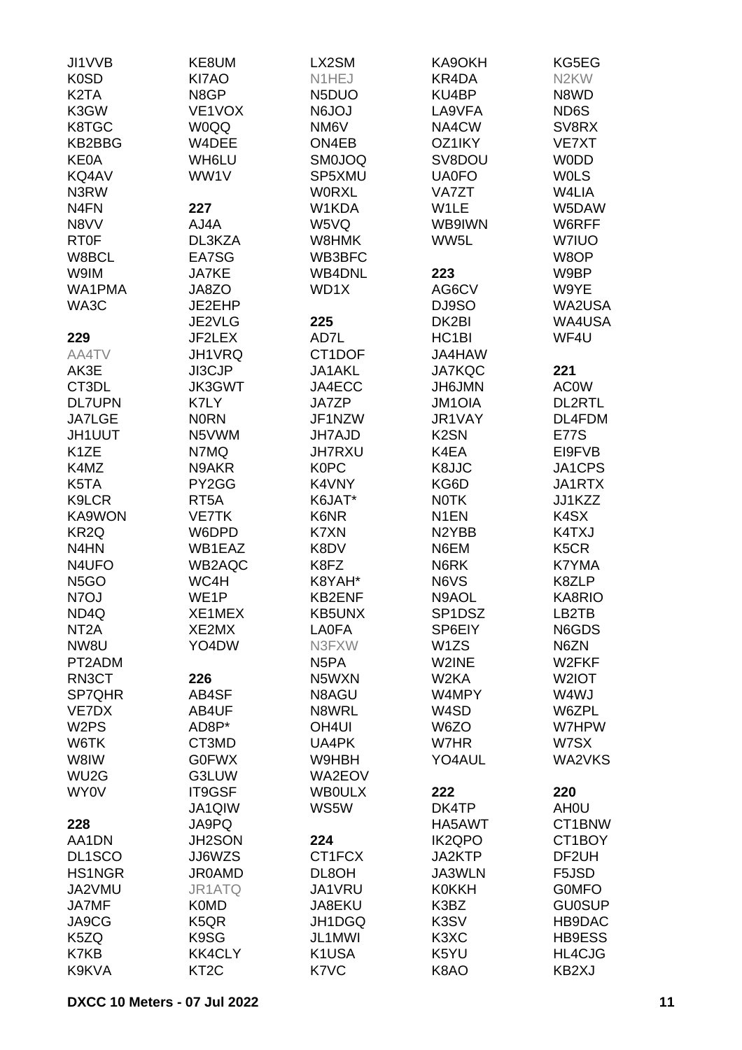JI1VVB
K0SD
K2TA
K3GW
K8TGC
KB2BBG
KE0A
KQ4AV
N3RW
N4FN
N8VV
RT0F
W8BCL
W9IM
WA1PMA
WA3C

**229**

AA4TV
AK3E
CT3DL
DL7UPN
JA7LGE
JH1UUT
K1ZE
K4MZ
K5TA
K9LCR
KA9WON
KR2Q
N4HN
N4UFO
N5GO
N7OJ
ND4Q
NT2A
NW8U
PT2ADM
RN3CT
SP7QHR
VE7DX
W2PS
W6TK
W8IW
WU2G
WY0V

**228**

AA1DN
DL1SCO
HS1NGR
JA2VMU
JA7MF
JA9CG
K5ZQ
K7KB
K9KVA
KE8UM
KI7AO
N8GP
VE1VOX
W0QQ
W4DEE
WH6LU
WW1V

**227**

AJ4A
DL3KZA
EA7SG
JA7KE
JA8ZO
JE2EHP
JE2VLG
JF2LEX
JH1VRQ
JI3CJP
JK3GWT
K7LY
N0RN
N5VWM
N7MQ
N9AKR
PY2GG
RT5A
VE7TK
W6DPD
WB1EAZ
WB2AQC
WC4H
WE1P
XE1MEX
XE2MX
YO4DW

**226**

AB4SF
AB4UF
AD8P*
CT3MD
G0FWX
G3LUW
IT9GSF
JA1QIW
JA9PQ
JH2SON
JJ6WZS
JR0AMD
JR1ATQ
K0MD
K5QR
K9SG
KK4CLY
KT2C
LX2SM
N1HEJ
N5DUO
N6JOJ
NM6V
ON4EB
SM0JOQ
SP5XMU
W0RXL
W1KDA
W5VQ
W8HMK
WB3BFC
WB4DNL
WD1X

**225**

AD7L
CT1DOF
JA1AKL
JA4ECC
JA7ZP
JF1NZW
JH7AJD
JH7RXU
K0PC
K4VNY
K6JAT*
K6NR
K7XN
K8DV
K8FZ
K8YAH*
KB2ENF
KB5UNX
LA0FA
N3FXW
N5PA
N5WXN
N8AGU
N8WRL
OH4UI
UA4PK
W9HBH
WA2EOV
WB0ULX
WS5W

**224**

CT1FCX
DL8OH
JA1VRU
JA8EKU
JH1DGQ
JL1MWI
K1USA
K7VC
KA9OKH
KR4DA
KU4BP
LA9VFA
NA4CW
OZ1IKY
SV8DOU
UA0FO
VA7ZT
W1LE
WB9IWN
WW5L

**223**

AG6CV
DJ9SO
DK2BI
HC1BI
JA4HAW
JA7KQC
JH6JMN
JM1OIA
JR1VAY
K2SN
K4EA
K8JJC
KG6D
N0TK
N1EN
N2YBB
N6EM
N6RK
N6VS
N9AOL
SP1DSZ
SP6EIY
W1ZS
W2INE
W2KA
W4MPY
W4SD
W6ZO
W7HR
YO4AUL

**222**

DK4TP
HA5AWT
IK2QPO
JA2KTP
JA3WLN
K0KKH
K3BZ
K3SV
K3XC
K5YU
K8AO
KG5EG
N2KW
N8WD
ND6S
SV8RX
VE7XT
W0DD
W0LS
W4LIA
W5DAW
W6RFF
W7IUO
W8OP
W9BP
W9YE
WA2USA
WA4USA
WF4U

**221**

AC0W
DL2RTL
DL4FDM
E77S
EI9FVB
JA1CPS
JA1RTX
JJ1KZZ
K4SX
K4TXJ
K5CR
K7YMA
K8ZLP
KA8RIO
LB2TB
N6GDS
N6ZN
W2FKF
W2IOT
W4WJ
W6ZPL
W7HPW
W7SX
WA2VKS

**220**

AH0U
CT1BNW
CT1BOY
DF2UH
F5JSD
G0MFO
GU0SUP
HB9DAC
HB9ESS
HL4CJG
KB2XJ

**DXCC 10 Meters - 07 Jul 2022**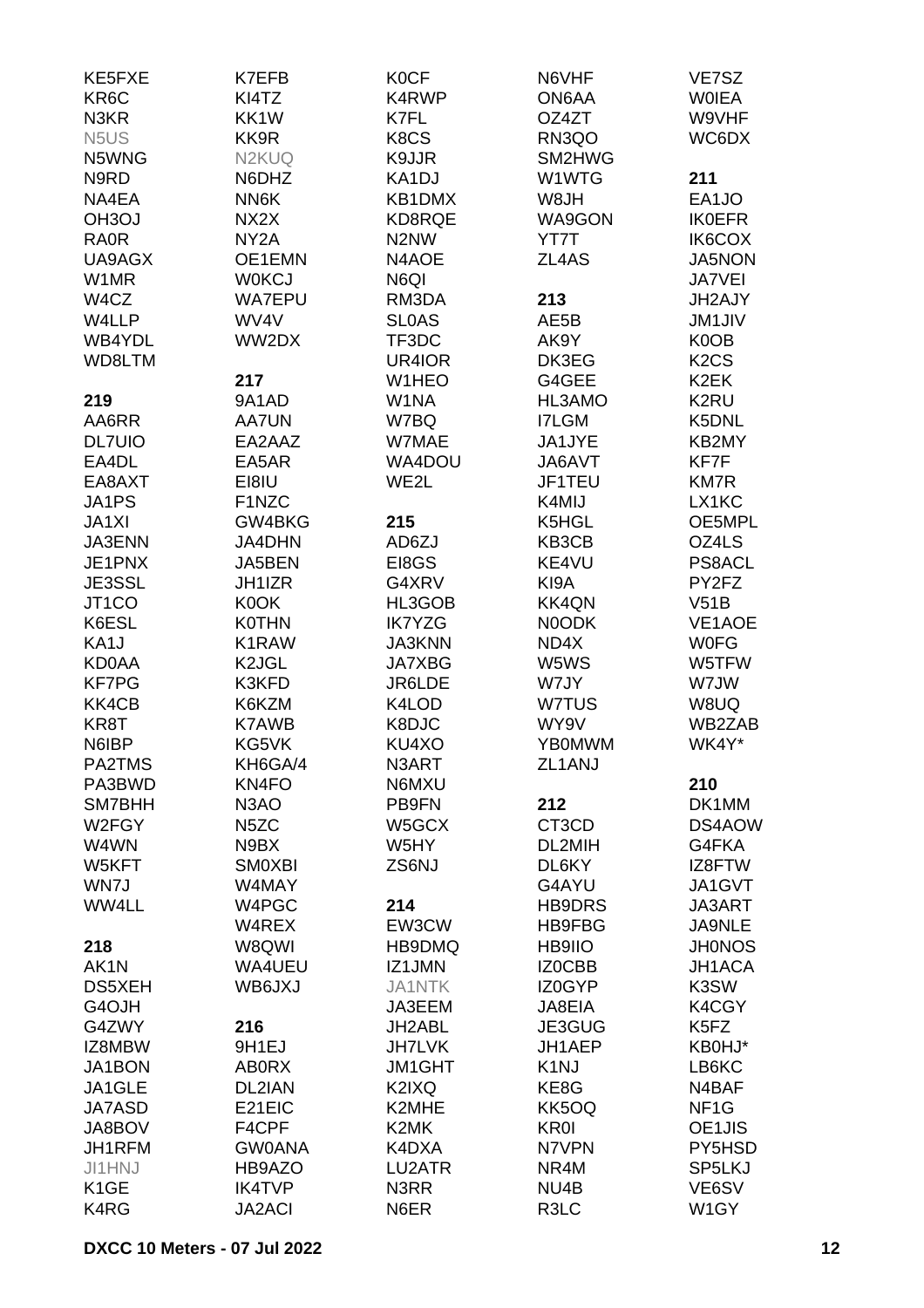KE5FXE
KR6C
N3KR
N5US
N5WNG
N9RD
NA4EA
OH3OJ
RA0R
UA9AGX
W1MR
W4CZ
W4LLP
WB4YDL
WD8LTM

**219**

AA6RR
DL7UIO
EA4DL
EA8AXT
JA1PS
JA1XI
JA3ENN
JE1PNX
JE3SSL
JT1CO
K6ESL
KA1J
KD0AA
KF7PG
KK4CB
KR8T
N6IBP
PA2TMS
PA3BWD
SM7BHH
W2FGY
W4WN
W5KFT
WN7J
WW4LL

**218**

AK1N
DS5XEH
G4OJH
G4ZWY
IZ8MBW
JA1BON
JA1GLE
JA7ASD
JA8BOV
JH1RFM
JI1HNJ
K1GE
K4RG

K7EFB
KI4TZ
KK1W
KK9R
N2KUQ
N6DHZ
NN6K
NX2X
NY2A
OE1EMN
W0KCJ
WA7EPU
WV4V
WW2DX

**217**

9A1AD
AA7UN
EA2AAZ
EA5AR
EI8IU
F1NZC
GW4BKG
JA4DHN
JA5BEN
JH1IZR
K0OK
K0THN
K1RAW
K2JGL
K3KFD
K6KZM
K7AWB
KG5VK
KH6GA/4
KN4FO
N3AO
N5ZC
N9BX
SM0XBI
W4MAY
W4PGC
W4REX
W8QWI
WA4UEU
WB6JXJ

**216**

9H1EJ
AB0RX
DL2IAN
E21EIC
F4CPF
GW0ANA
HB9AZO
IK4TVP
JA2ACI

K0CF
K4RWP
K7FL
K8CS
K9JJR
KA1DJ
KB1DMX
KD8RQE
N2NW
N4AOE
N6QI
RM3DA
SL0AS
TF3DC
UR4IOR
W1HEO
W1NA
W7BQ
W7MAE
WA4DOU
WE2L

**215**

AD6ZJ
EI8GS
G4XRV
HL3GOB
IK7YZG
JA3KNN
JA7XBG
JR6LDE
K4LOD
K8DJC
KU4XO
N3ART
N6MXU
PB9FN
W5GCX
W5HY
ZS6NJ

**214**

EW3CW
HB9DMQ
IZ1JMN
JA1NTK
JA3EEM
JH2ABL
JH7LVK
JM1GHT
K2IXQ
K2MHE
K2MK
K4DXA
LU2ATR
N3RR
N6ER

N6VHF
ON6AA
OZ4ZT
RN3QO
SM2HWG
W1WTG
W8JH
WA9GON
YT7T
ZL4AS

**213**

AE5B
AK9Y
DK3EG
G4GEE
HL3AMO
I7LGM
JA1JYE
JA6AVT
JF1TEU
K4MIJ
K5HGL
KB3CB
KE4VU
KI9A
KK4QN
N0ODK
ND4X
W5WS
W7JY
W7TUS
WY9V
YB0MWM
ZL1ANJ

**212**

CT3CD
DL2MIH
DL6KY
G4AYU
HB9DRS
HB9FBG
HB9IIO
IZ0CBB
IZ0GYP
JA8EIA
JE3GUG
JH1AEP
K1NJ
KE8G
KK5OQ
KR0I
N7VPN
NR4M
NU4B
R3LC

VE7SZ
W0IEA
W9VHF
WC6DX

**211**

EA1JO
IK0EFR
IK6COX
JA5NON
JA7VEI
JH2AJY
JM1JIV
K0OB
K2CS
K2EK
K2RU
K5DNL
KB2MY
KF7F
KM7R
LX1KC
OE5MPL
OZ4LS
PS8ACL
PY2FZ
V51B
VE1AOE
W0FG
W5TFW
W7JW
W8UQ
WB2ZAB
WK4Y*

**210**

DK1MM
DS4AOW
G4FKA
IZ8FTW
JA1GVT
JA3ART
JA9NLE
JH0NOS
JH1ACA
K3SW
K4CGY
K5FZ
KB0HJ*
LB6KC
N4BAF
NF1G
OE1JIS
PY5HSD
SP5LKJ
VE6SV
W1GY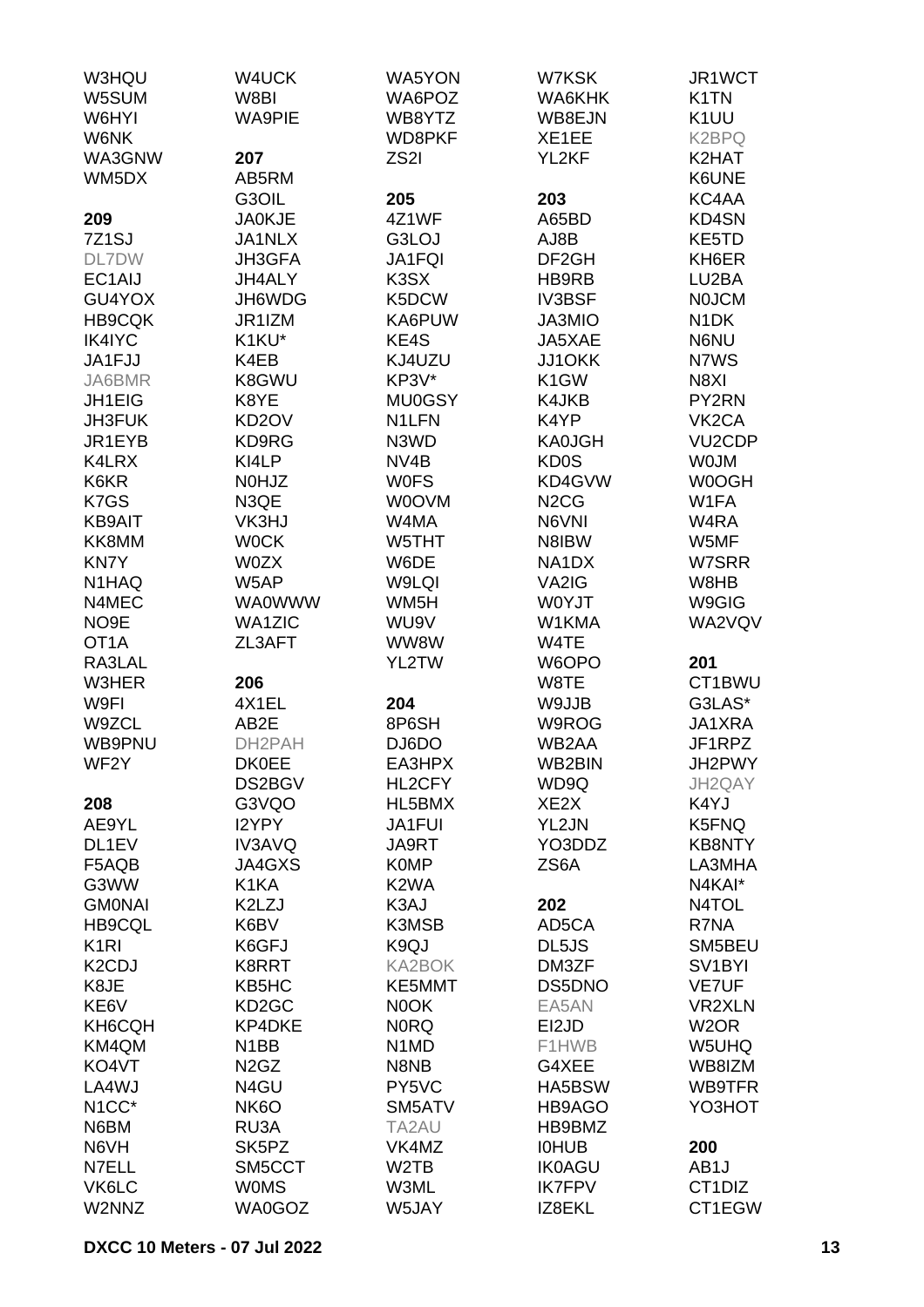W3HQU
W5SUM
W6HYI
W6NK
WA3GNW
WM5DX

**209**

7Z1SJ
DL7DW
EC1AIJ
GU4YOX
HB9CQK
IK4IYC
JA1FJJ
JA6BMR
JH1EIG
JH3FUK
JR1EYB
K4LRX
K6KR
K7GS
KB9AIT
KK8MM
KN7Y
N1HAQ
N4MEC
NO9E
OT1A
RA3LAL
W3HER
W9FI
W9ZCL
WB9PNU
WF2Y

**208**

AE9YL
DL1EV
F5AQB
G3WW
GM0NAI
HB9CQL
K1RI
K2CDJ
K8JE
KE6V
KH6CQH
KM4QM
KO4VT
LA4WJ
N1CC*
N6BM
N6VH
N7ELL
VK6LC
W2NNZ
W4UCK
W8BI
WA9PIE

**207**

AB5RM
G3OIL
JA0KJE
JA1NLX
JH3GFA
JH4ALY
JH6WDG
JR1IZM
K1KU*
K4EB
K8GWU
K8YE
KD2OV
KD9RG
KI4LP
N0HJZ
N3QE
VK3HJ
W0CK
W0ZX
W5AP
WA0WWW
WA1ZIC
ZL3AFT

**206**

4X1EL
AB2E
DH2PAH
DK0EE
DS2BGV
G3VQO
I2YPY
IV3AVQ
JA4GXS
K1KA
K2LZJ
K6BV
K6GFJ
K8RRT
KB5HC
KD2GC
KP4DKE
N1BB
N2GZ
N4GU
NK6O
RU3A
SK5PZ
SM5CCT
W0MS
WA0GOZ
WA5YON
WA6POZ
WB8YTZ
WD8PKF
ZS2I

**205**

4Z1WF
G3LOJ
JA1FQI
K3SX
K5DCW
KA6PUW
KE4S
KJ4UZU
KP3V*
MU0GSY
N1LFN
N3WD
NV4B
W0FS
W0OVM
W4MA
W5THT
W6DE
W9LQI
WM5H
WU9V
WW8W
YL2TW

**204**

8P6SH
DJ6DO
EA3HPX
HL2CFY
HL5BMX
JA1FUI
JA9RT
K0MP
K2WA
K3AJ
K3MSB
K9QJ
KA2BOK
KE5MMT
N0OK
N0RQ
N1MD
N8NB
PY5VC
SM5ATV
TA2AU
VK4MZ
W2TB
W3ML
W5JAY
W7KSK
WA6KHK
WB8EJN
XE1EE
YL2KF

**203**

A65BD
AJ8B
DF2GH
HB9RB
IV3BSF
JA3MIO
JA5XAE
JJ1OKK
K1GW
K4JKB
K4YP
KA0JGH
KD0S
KD4GVW
N2CG
N6VNI
N8IBW
NA1DX
VA2IG
W0YJT
W1KMA
W4TE
W6OPO
W8TE
W9JJB
W9ROG
WB2AA
WB2BIN
WD9Q
XE2X
YL2JN
YO3DDZ
ZS6A

**202**

AD5CA
DL5JS
DM3ZF
DS5DNO
EA5AN
EI2JD
F1HWB
G4XEE
HA5BSW
HB9AGO
HB9BMZ
I0HUB
IK0AGU
IK7FPV
IZ8EKL
JR1WCT
K1TN
K1UU
K2BPQ
K2HAT
K6UNE
KC4AA
KD4SN
KE5TD
KH6ER
LU2BA
N0JCM
N1DK
N6NU
N7WS
N8XI
PY2RN
VK2CA
VU2CDP
W0JM
W0OGH
W1FA
W4RA
W5MF
W7SRR
W8HB
W9GIG
WA2VQV

**201**

CT1BWU
G3LAS*
JA1XRA
JF1RPZ
JH2PWY
JH2QAY
K4YJ
K5FNQ
KB8NTY
LA3MHA
N4KAI*
N4TOL
R7NA
SM5BEU
SV1BYI
VE7UF
VR2XLN
W2OR
W5UHQ
WB8IZM
WB9TFR
YO3HOT

**200**

AB1J
CT1DIZ
CT1EGW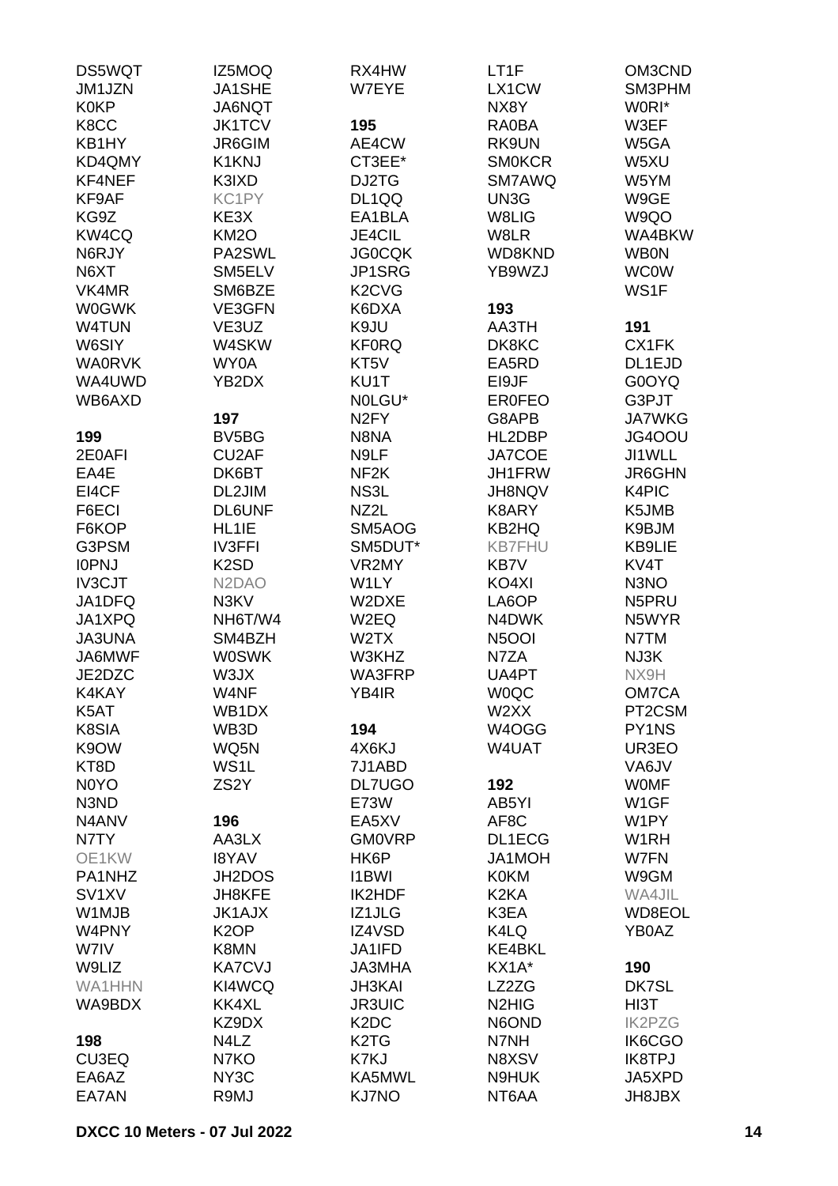DS5WQT
JM1JZN
K0KP
K8CC
KB1HY
KD4QMY
KF4NEF
KF9AF
KG9Z
KW4CQ
N6RJY
N6XT
VK4MR
W0GWK
W4TUN
W6SIY
WA0RVK
WA4UWD
WB6AXD

**199**
2E0AFI
EA4E
EI4CF
F6ECI
F6KOP
G3PSM
I0PNJ
IV3CJT
JA1DFQ
JA1XPQ
JA3UNA
JA6MWF
JE2DZC
K4KAY
K5AT
K8SIA
K9OW
KT8D
N0YO
N3ND
N4ANV
N7TY
OE1KW
PA1NHZ
SV1XV
W1MJB
W4PNY
W7IV
W9LIZ
WA1HHN
WA9BDX

**198**
CU3EQ
EA6AZ
EA7AN

IZ5MOQ
JA1SHE
JA6NQT
JK1TCV
JR6GIM
K1KNJ
K3IXD
KC1PY
KE3X
KM2O
PA2SWL
SM5ELV
SM6BZE
VE3GFN
VE3UZ
W4SKW
WY0A
YB2DX

**197**
BV5BG
CU2AF
DK6BT
DL2JIM
DL6UNF
HL1IE
IV3FFI
K2SD
N2DAO
N3KV
NH6T/W4
SM4BZH
W0SWK
W3JX
W4NF
WB1DX
WB3D
WQ5N
WS1L
ZS2Y

**196**
AA3LX
I8YAV
JH2DOS
JH8KFE
JK1AJX
K2OP
K8MN
KA7CVJ
KI4WCQ
KK4XL
KZ9DX
N4LZ
N7KO
NY3C
R9MJ

RX4HW
W7EYE

**195**
AE4CW
CT3EE*
DJ2TG
DL1QQ
EA1BLA
JE4CIL
JG0CQK
JP1SRG
K2CVG
K6DXA
K9JU
KF0RQ
KT5V
KU1T
N0LGU*
N2FY
N8NA
N9LF
NF2K
NS3L
NZ2L
SM5AOG
SM5DUT*
VR2MY
W1LY
W2DXE
W2EQ
W2TX
W3KHZ
WA3FRP
YB4IR

**194**
4X6KJ
7J1ABD
DL7UGO
E73W
EA5XV
GM0VRP
HK6P
I1BWI
IK2HDF
IZ1JLG
IZ4VSD
JA1IFD
JA3MHA
JH3KAI
JR3UIC
K2DC
K2TG
K7KJ
KA5MWL
KJ7NO

LT1F
LX1CW
NX8Y
RA0BA
RK9UN
SM0KCR
SM7AWQ
UN3G
W8LIG
W8LR
WD8KND
YB9WZJ

**193**
AA3TH
DK8KC
EA5RD
EI9JF
ER0FEO
G8APB
HL2DBP
JA7COE
JH1FRW
JH8NQV
K8ARY
KB2HQ
KB7FHU
KB7V
KO4XI
LA6OP
N4DWK
N5OOI
N7ZA
UA4PT
W0QC
W2XX
W4OGG
W4UAT

**192**
AB5YI
AF8C
DL1ECG
JA1MOH
K0KM
K2KA
K3EA
K4LQ
KE4BKL
KX1A*
LZ2ZG
N2HIG
N6OND
N7NH
N8XSV
N9HUK
NT6AA

OM3CND
SM3PHM
W0RI*
W3EF
W5GA
W5XU
W5YM
W9GE
W9QO
WA4BKW
WB0N
WC0W
WS1F

**191**
CX1FK
DL1EJD
G0OYQ
G3PJT
JA7WKG
JG4OOU
JI1WLL
JR6GHN
K4PIC
K5JMB
K9BJM
KB9LIE
KV4T
N3NO
N5PRU
N5WYR
N7TM
NJ3K
NX9H
OM7CA
PT2CSM
PY1NS
UR3EO
VA6JV
W0MF
W1GF
W1PY
W1RH
W7FN
W9GM
WA4JIL
WD8EOL
YB0AZ

**190**
DK7SL
HI3T
IK2PZG
IK6CGO
IK8TPJ
JA5XPD
JH8JBX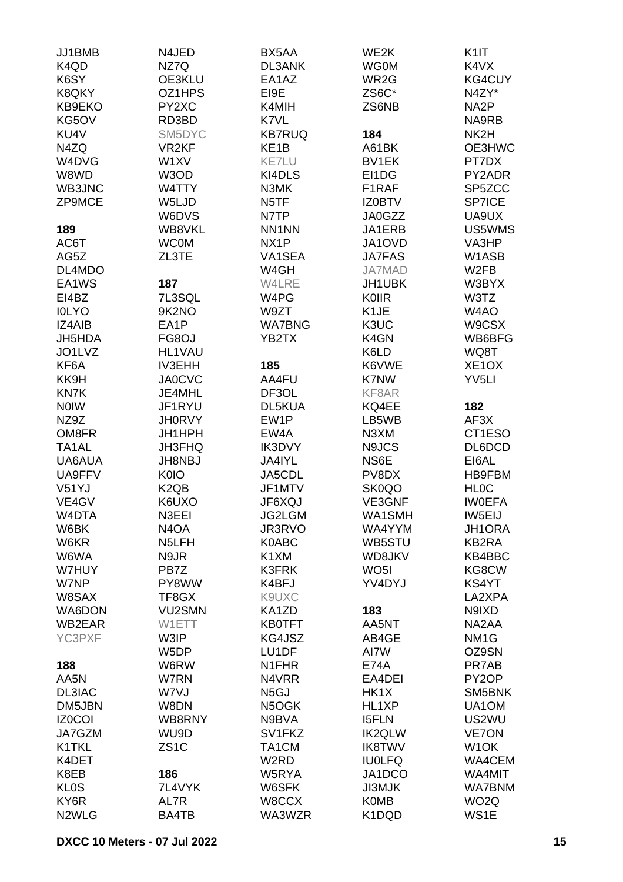JJ1BMB
K4QD
K6SY
K8QKY
KB9EKO
KG5OV
KU4V
N4ZQ
W4DVG
W8WD
WB3JNC
ZP9MCE

**189**

AC6T
AG5Z
DL4MDO
EA1WS
EI4BZ
I0LYO
IZ4AIB
JH5HDA
JO1LVZ
KF6A
KK9H
KN7K
N0IW
NZ9Z
OM8FR
TA1AL
UA6AUA
UA9FFV
V51YJ
VE4GV
W4DTA
W6BK
W6KR
W6WA
W7HUY
W7NP
W8SAX
WA6DON
WB2EAR
YC3PXF

**188**

AA5N
DL3IAC
DM5JBN
IZ0COI
JA7GZM
K1TKL
K4DET
K8EB
KL0S
KY6R
N2WLG
N4JED
NZ7Q
OE3KLU
OZ1HPS
PY2XC
RD3BD
SM5DYC
VR2KF
W1XV
W3OD
W4TTY
W5LJD
W6DVS
WB8VKL
WC0M
ZL3TE

**187**

7L3SQL
9K2NO
EA1P
FG8OJ
HL1VAU
IV3EHH
JA0CVC
JE4MHL
JF1RYU
JH0RVY
JH1HPH
JH3FHQ
JH8NBJ
K0IO
K2QB
K6UXO
N3EEI
N4OA
N5LFH
N9JR
PB7Z
PY8WW
TF8GX
VU2SMN
W1ETT
W3IP
W5DP
W6RW
W7RN
W7VJ
W8DN
WB8RNY
WU9D
ZS1C

**186**

7L4VYK
AL7R
BA4TB
BX5AA
DL3ANK
EA1AZ
EI9E
K4MIH
K7VL
KB7RUQ
KE1B
KE7LU
KI4DLS
N3MK
N5TF
N7TP
NN1NN
NX1P
VA1SEA
W4GH
W4LRE
W4PG
W9ZT
WA7BNG
YB2TX

**185**

AA4FU
DF3OL
DL5KUA
EW1P
EW4A
IK3DVY
JA4IYL
JA5CDL
JF1MTV
JF6XQJ
JG2LGM
JR3RVO
K0ABC
K1XM
K3FRK
K4BFJ
K9UXC
KA1ZD
KB0TFT
KG4JSZ
LU1DF
N1FHR
N4VRR
N5GJ
N5OGK
N9BVA
SV1FKZ
TA1CM
W2RD
W5RYA
W6SFK
W8CCX
WA3WZR
WE2K
WG0M
WR2G
ZS6C*
ZS6NB

**184**

A61BK
BV1EK
EI1DG
F1RAF
IZ0BTV
JA0GZZ
JA1ERB
JA1OVD
JA7FAS
JA7MAD
JH1UBK
K0IIR
K1JE
K3UC
K4GN
K6LD
K6VWE
K7NW
KF8AR
KQ4EE
LB5WB
N3XM
N9JCS
NS6E
PV8DX
SK0QO
VE3GNF
WA1SMH
WA4YYM
WB5STU
WD8JKV
WO5I
YV4DYJ

**183**

AA5NT
AB4GE
AI7W
E74A
EA4DEI
HK1X
HL1XP
I5FLN
IK2QLW
IK8TWV
IU0LFQ
JA1DCO
JI3MJK
K0MB
K1DQD
K1IT
K4VX
KG4CUY
N4ZY*
NA2P
NA9RB
NK2H
OE3HWC
PT7DX
PY2ADR
SP5ZCC
SP7ICE
UA9UX
US5WMS
VA3HP
W1ASB
W2FB
W3BYX
W3TZ
W4AO
W9CSX
WB6BFG
WQ8T
XE1OX
YV5LI

**182**

AF3X
CT1ESO
DL6DCD
EI6AL
HB9FBM
HL0C
IW0EFA
IW5EIJ
JH1ORA
KB2RA
KB4BBC
KG8CW
KS4YT
LA2XPA
N9IXD
NA2AA
NM1G
OZ9SN
PR7AB
PY2OP
SM5BNK
UA1OM
US2WU
VE7ON
W1OK
WA4CEM
WA4MIT
WA7BNM
WO2Q
WS1E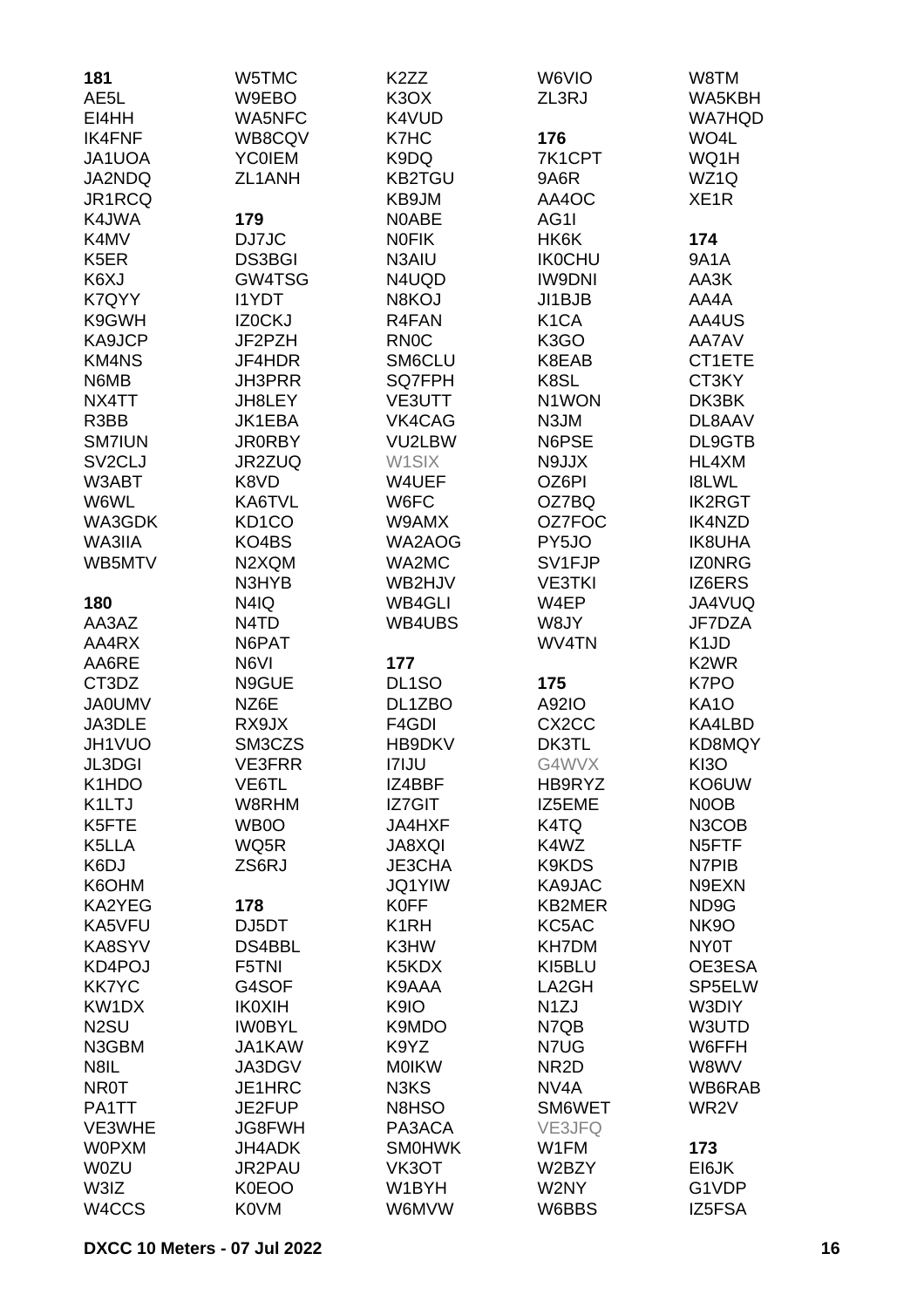**181**
AE5L
EI4HH
IK4FNF
JA1UOA
JA2NDQ
JR1RCQ
K4JWA
K4MV
K5ER
K6XJ
K7QYY
K9GWH
KA9JCP
KM4NS
N6MB
NX4TT
R3BB
SM7IUN
SV2CLJ
W3ABT
W6WL
WA3GDK
WA3IIA
WB5MTV

**180**
AA3AZ
AA4RX
AA6RE
CT3DZ
JA0UMV
JA3DLE
JH1VUO
JL3DGI
K1HDO
K1LTJ
K5FTE
K5LLA
K6DJ
K6OHM
KA2YEG
KA5VFU
KA8SYV
KD4POJ
KK7YC
KW1DX
N2SU
N3GBM
N8IL
NR0T
PA1TT
VE3WHE
W0PXM
W0ZU
W3IZ
W4CCS
W5TMC
W9EBO
WA5NFC
WB8CQV
YC0IEM
ZL1ANH

**179**
DJ7JC
DS3BGI
GW4TSG
I1YDT
IZ0CKJ
JF2PZH
JF4HDR
JH3PRR
JH8LEY
JK1EBA
JR0RBY
JR2ZUQ
K8VD
KA6TVL
KD1CO
KO4BS
N2XQM
N3HYB
N4IQ
N4TD
N6PAT
N6VI
N9GUE
NZ6E
RX9JX
SM3CZS
VE3FRR
VE6TL
W8RHM
WB0O
WQ5R
ZS6RJ

**178**
DJ5DT
DS4BBL
F5TNI
G4SOF
IK0XIH
IW0BYL
JA1KAW
JA3DGV
JE1HRC
JE2FUP
JG8FWH
JH4ADK
JR2PAU
K0EOO
K0VM
K2ZZ
K3OX
K4VUD
K7HC
K9DQ
KB2TGU
KB9JM
N0ABE
N0FIK
N3AIU
N4UQD
N8KOJ
R4FAN
RN0C
SM6CLU
SQ7FPH
VE3UTT
VK4CAG
VU2LBW
W1SIX
W4UEF
W6FC
W9AMX
WA2AOG
WA2MC
WB2HJV
WB4GLI
WB4UBS

**177**
DL1SO
DL1ZBO
F4GDI
HB9DKV
I7IJU
IZ4BBF
IZ7GIT
JA4HXF
JA8XQI
JE3CHA
JQ1YIW
K0FF
K1RH
K3HW
K5KDX
K9AAA
K9IO
K9MDO
K9YZ
M0IKW
N3KS
N8HSO
PA3ACA
SM0HWK
VK3OT
W1BYH
W6MVW
W6VIO
ZL3RJ

**176**
7K1CPT
9A6R
AA4OC
AG1I
HK6K
IK0CHU
IW9DNI
JI1BJB
K1CA
K3GO
K8EAB
K8SL
N1WON
N3JM
N6PSE
N9JJX
OZ6PI
OZ7BQ
OZ7FOC
PY5JO
SV1FJP
VE3TKI
W4EP
W8JY
WV4TN

**175**
A92IO
CX2CC
DK3TL
G4WVX
HB9RYZ
IZ5EME
K4TQ
K4WZ
K9KDS
KA9JAC
KB2MER
KC5AC
KH7DM
KI5BLU
LA2GH
N1ZJ
N7QB
N7UG
NR2D
NV4A
SM6WET
VE3JFQ
W1FM
W2BZY
W2NY
W6BBS
W8TM
WA5KBH
WA7HQD
WO4L
WQ1H
WZ1Q
XE1R

**174**
9A1A
AA3K
AA4A
AA4US
AA7AV
CT1ETE
CT3KY
DK3BK
DL8AAV
DL9GTB
HL4XM
I8LWL
IK2RGT
IK4NZD
IK8UHA
IZ0NRG
IZ6ERS
JA4VUQ
JF7DZA
K1JD
K2WR
K7PO
KA1O
KA4LBD
KD8MQY
KI3O
KO6UW
N0OB
N3COB
N5FTF
N7PIB
N9EXN
ND9G
NK9O
NY0T
OE3ESA
SP5ELW
W3DIY
W3UTD
W6FFH
W8WV
WB6RAB
WR2V

**173**
EI6JK
G1VDP
IZ5FSA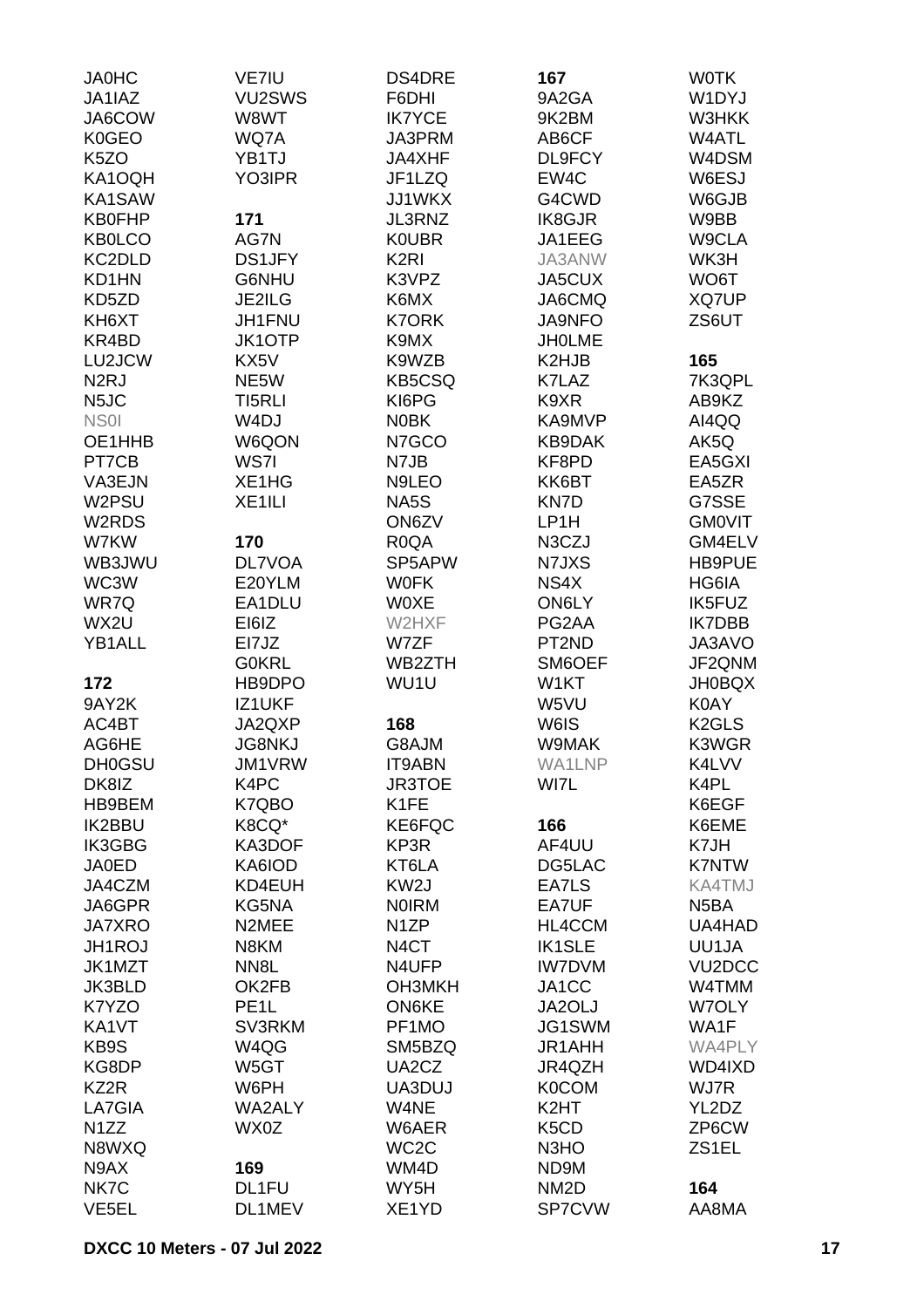JA0HC
JA1IAZ
JA6COW
K0GEO
K5ZO
KA1OQH
KA1SAW
KB0FHP
KB0LCO
KC2DLD
KD1HN
KD5ZD
KH6XT
KR4BD
LU2JCW
N2RJ
N5JC
NS0I
OE1HHB
PT7CB
VA3EJN
W2PSU
W2RDS
W7KW
WB3JWU
WC3W
WR7Q
WX2U
YB1ALL

**172**
9AY2K
AC4BT
AG6HE
DH0GSU
DK8IZ
HB9BEM
IK2BBU
IK3GBG
JA0ED
JA4CZM
JA6GPR
JA7XRO
JH1ROJ
JK1MZT
JK3BLD
K7YZO
KA1VT
KB9S
KG8DP
KZ2R
LA7GIA
N1ZZ
N8WXQ
N9AX
NK7C
VE5EL
VE7IU
VU2SWS
W8WT
WQ7A
YB1TJ
YO3IPR

**171**
AG7N
DS1JFY
G6NHU
JE2ILG
JH1FNU
JK1OTP
KX5V
NE5W
TI5RLI
W4DJ
W6QON
WS7I
XE1HG
XE1ILI

**170**
DL7VOA
E20YLM
EA1DLU
EI6IZ
EI7JZ
G0KRL
HB9DPO
IZ1UKF
JA2QXP
JG8NKJ
JM1VRW
K4PC
K7QBO
K8CQ*
KA3DOF
KA6IOD
KD4EUH
KG5NA
N2MEE
N8KM
NN8L
OK2FB
PE1L
SV3RKM
W4QG
W5GT
W6PH
WA2ALY
WX0Z

**169**
DL1FU
DL1MEV
DS4DRE
F6DHI
IK7YCE
JA3PRM
JA4XHF
JF1LZQ
JJ1WKX
JL3RNZ
K0UBR
K2RI
K3VPZ
K6MX
K7ORK
K9MX
K9WZB
KB5CSQ
KI6PG
N0BK
N7GCO
N7JB
N9LEO
NA5S
ON6ZV
R0QA
SP5APW
W0FK
W0XE
W2HXF
W7ZF
WB2ZTH
WU1U

**168**
G8AJM
IT9ABN
JR3TOE
K1FE
KE6FQC
KP3R
KT6LA
KW2J
N0IRM
N1ZP
N4CT
N4UFP
OH3MKH
ON6KE
PF1MO
SM5BZQ
UA2CZ
UA3DUJ
W4NE
W6AER
WC2C
WM4D
WY5H
XE1YD

**167**
9A2GA
9K2BM
AB6CF
DL9FCY
EW4C
G4CWD
IK8GJR
JA1EEG
JA3ANW
JA5CUX
JA6CMQ
JA9NFO
JH0LME
K2HJB
K7LAZ
K9XR
KA9MVP
KB9DAK
KF8PD
KK6BT
KN7D
LP1H
N3CZJ
N7JXS
NS4X
ON6LY
PG2AA
PT2ND
SM6OEF
W1KT
W5VU
W6IS
W9MAK
WA1LNP
WI7L

**166**
AF4UU
DG5LAC
EA7LS
EA7UF
HL4CCM
IK1SLE
IW7DVM
JA1CC
JA2OLJ
JG1SWM
JR1AHH
JR4QZH
K0COM
K2HT
K5CD
N3HO
ND9M
NM2D
SP7CVW
W0TK
W1DYJ
W3HKK
W4ATL
W4DSM
W6ESJ
W6GJB
W9BB
W9CLA
WK3H
WO6T
XQ7UP
ZS6UT

**165**
7K3QPL
AB9KZ
AI4QQ
AK5Q
EA5GXI
EA5ZR
G7SSE
GM0VIT
GM4ELV
HB9PUE
HG6IA
IK5FUZ
IK7DBB
JA3AVO
JF2QNM
JH0BQX
K0AY
K2GLS
K3WGR
K4LVV
K4PL
K6EGF
K6EME
K7JH
K7NTW
KA4TMJ
N5BA
UA4HAD
UU1JA
VU2DCC
W4TMM
W7OLY
WA1F
WA4PLY
WD4IXD
WJ7R
YL2DZ
ZP6CW
ZS1EL

**164**
AA8MA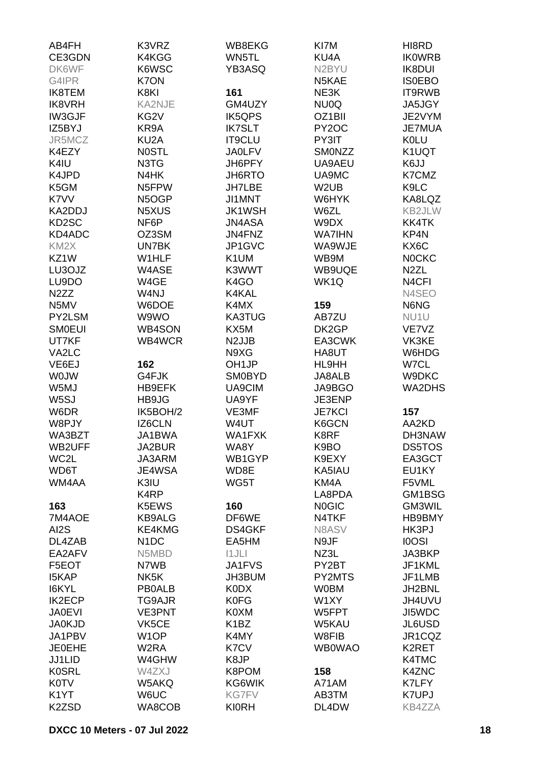AB4FH
CE3GDN
DK6WF
G4IPR
IK8TEM
IK8VRH
IW3GJF
IZ5BYJ
JR5MCZ
K4EZY
K4IU
K4JPD
K5GM
K7VV
KA2DDJ
KD2SC
KD4ADC
KM2X
KZ1W
LU3OJZ
LU9DO
N2ZZ
N5MV
PY2LSM
SM0EUI
UT7KF
VA2LC
VE6EJ
W0JW
W5MJ
W5SJ
W6DR
W8PJY
WA3BZT
WB2UFF
WC2L
WD6T
WM4AA

**163**

7M4AOE
AI2S
DL4ZAB
EA2AFV
F5EOT
I5KAP
I6KYL
IK2ECP
JA0EVI
JA0KJD
JA1PBV
JE0EHE
JJ1LID
K0SRL
K0TV
K1YT
K2ZSD

K3VRZ
K4KGG
K6WSC
K7ON
K8KI
KA2NJE
KG2V
KR9A
KU2A
N0STL
N3TG
N4HK
N5FPW
N5OGP
N5XUS
NF6P
OZ3SM
UN7BK
W1HLF
W4ASE
W4GE
W4NJ
W6DOE
W9WO
WB4SON
WB4WCR

**162**

G4FJK
HB9EFK
HB9JG
IK5BOH/2
IZ6CLN
JA1BWA
JA2BUR
JA3ARM
JE4WSA
K3IU
K4RP
K5EWS
KB9ALG
KE4KMG
N1DC
N5MBD
N7WB
NK5K
PB0ALB
TG9AJR
VE3PNT
VK5CE
W1OP
W2RA
W4GHW
W4ZXJ
W5AKQ
W6UC
WA8COB

WB8EKG
WN5TL
YB3ASQ

**161**

GM4UZY
IK5QPS
IK7SLT
IT9CLU
JA0LFV
JH6PFY
JH6RTO
JH7LBE
JI1MNT
JK1WSH
JN4ASA
JN4FNZ
JP1GVC
K1UM
K3WWT
K4GO
K4KAL
K4MX
KA3TUG
KX5M
N2JJB
N9XG
OH1JP
SM0BYD
UA9CIM
UA9YF
VE3MF
W4UT
WA1FXK
WA8Y
WB1GYP
WD8E
WG5T

**160**

DF6WE
DS4GKF
EA5HM
I1JLI
JA1FVS
JH3BUM
K0DX
K0FG
K0XM
K1BZ
K4MY
K7CV
K8JP
K8POM
KG6WIK
KG7FV
KI0RH

KI7M
KU4A
N2BYU
N5KAE
NE3K
NU0Q
OZ1BII
PY2OC
PY3IT
SM0NZZ
UA9AEU
UA9MC
W2UB
W6HYK
W6ZL
W9DX
WA7IHN
WA9WJE
WB9M
WB9UQE
WK1Q

**159**

AB7ZU
DK2GP
EA3CWK
HA8UT
HL9HH
JA8ALB
JA9BGO
JE3ENP
JE7KCI
K6GCN
K8RF
K9BO
K9EXY
KA5IAU
KM4A
LA8PDA
N0GIC
N4TKF
N8ASV
N9JF
NZ3L
PY2BT
PY2MTS
W0BM
W1XY
W5FPT
W5KAU
W8FIB
WB0WAO

**158**

A71AM
AB3TM
DL4DW

HI8RD
IK0WRB
IK8DUI
IS0EBO
IT9RWB
JA5JGY
JE2VYM
JE7MUA
K0LU
K1UQT
K6JJ
K7CMZ
K9LC
KA8LQZ
KB2JLW
KK4TK
KP4N
KX6C
N0CKC
N2ZL
N4CFI
N4SEO
N6NG
NU1U
VE7VZ
VK3KE
W6HDG
W7CL
W9DKC
WA2DHS

**157**

AA2KD
DH3NAW
DS5TOS
EA3GCT
EU1KY
F5VML
GM1BSG
GM3WIL
HB9BMY
HK3PJ
I0OSI
JA3BKP
JF1KML
JF1LMB
JH2BNL
JH4UVU
JI5WDC
JL6USD
JR1CQZ
K2RET
K4TMC
K4ZNC
K7LFY
K7UPJ
KB4ZZA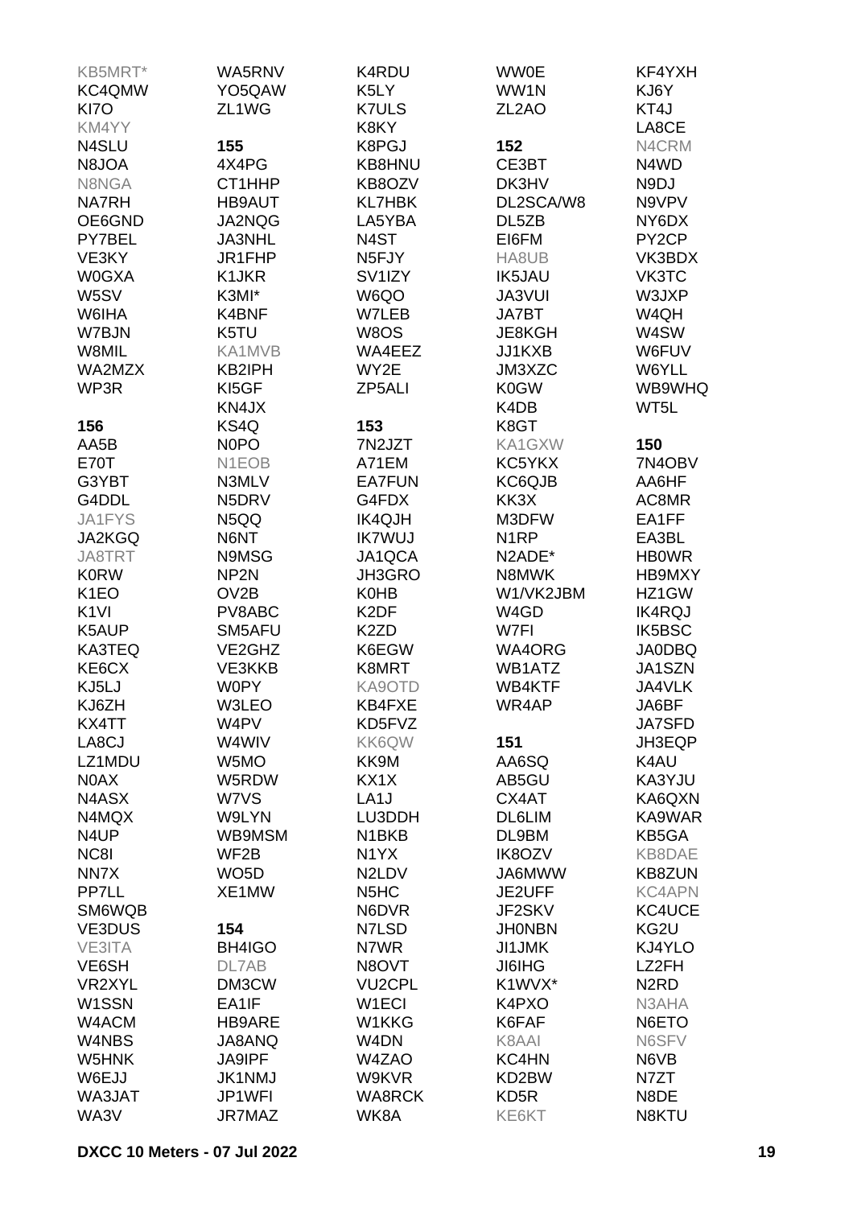KB5MRT*
KC4QMW
KI7O
KM4YY
N4SLU
N8JOA
N8NGA
NA7RH
OE6GND
PY7BEL
VE3KY
W0GXA
W5SV
W6IHA
W7BJN
W8MIL
WA2MZX
WP3R

**156**

AA5B
E70T
G3YBT
G4DDL
JA1FYS
JA2KGQ
JA8TRT
K0RW
K1EO
K1VI
K5AUP
KA3TEQ
KE6CX
KJ5LJ
KJ6ZH
KX4TT
LA8CJ
LZ1MDU
N0AX
N4ASX
N4MQX
N4UP
NC8I
NN7X
PP7LL
SM6WQB
VE3DUS
VE3ITA
VE6SH
VR2XYL
W1SSN
W4ACM
W4NBS
W5HNK
W6EJJ
WA3JAT
WA3V

WA5RNV
YO5QAW
ZL1WG

**155**

4X4PG
CT1HHP
HB9AUT
JA2NQG
JA3NHL
JR1FHP
K1JKR
K3MI*
K4BNF
K5TU
KA1MVB
KB2IPH
KI5GF
KN4JX
KS4Q
N0PO
N1EOB
N3MLV
N5DRV
N5QQ
N6NT
N9MSG
NP2N
OV2B
PV8ABC
SM5AFU
VE2GHZ
VE3KKB
W0PY
W3LEO
W4PV
W4WIV
W5MO
W5RDW
W7VS
W9LYN
WB9MSM
WF2B
WO5D
XE1MW

**154**

BH4IGO
DL7AB
DM3CW
EA1IF
HB9ARE
JA8ANQ
JA9IPF
JK1NMJ
JP1WFI
JR7MAZ

K4RDU
K5LY
K7ULS
K8KY
K8PGJ
KB8HNU
KB8OZV
KL7HBK
LA5YBA
N4ST
N5FJY
SV1IZY
W6QO
W7LEB
W8OS
WA4EEZ
WY2E
ZP5ALI

**153**

7N2JZT
A71EM
EA7FUN
G4FDX
IK4QJH
IK7WUJ
JA1QCA
JH3GRO
K0HB
K2DF
K2ZD
K6EGW
K8MRT
KA9OTD
KB4FXE
KD5FVZ
KK6QW
KK9M
KX1X
LA1J
LU3DDH
N1BKB
N1YX
N2LDV
N5HC
N6DVR
N7LSD
N7WR
N8OVT
VU2CPL
W1ECI
W1KKG
W4DN
W4ZAO
W9KVR
WA8RCK
WK8A

WW0E
WW1N
ZL2AO

**152**

CE3BT
DK3HV
DL2SCA/W8
DL5ZB
EI6FM
HA8UB
IK5JAU
JA3VUI
JA7BT
JE8KGH
JJ1KXB
JM3XZC
K0GW
K4DB
K8GT
KA1GXW
KC5YKX
KC6QJB
KK3X
M3DFW
N1RP
N2ADE*
N8MWK
W1/VK2JBM
W4GD
W7FI
WA4ORG
WB1ATZ
WB4KTF
WR4AP

**151**

AA6SQ
AB5GU
CX4AT
DL6LIM
DL9BM
IK8OZV
JA6MWW
JE2UFF
JF2SKV
JH0NBN
JI1JMK
JI6IHG
K1WVX*
K4PXO
K6FAF
K8AAI
KC4HN
KD2BW
KD5R
KE6KT

KF4YXH
KJ6Y
KT4J
LA8CE
N4CRM
N4WD
N9DJ
N9VPV
NY6DX
PY2CP
VK3BDX
VK3TC
W3JXP
W4QH
W4SW
W6FUV
W6YLL
WB9WHQ
WT5L

**150**

7N4OBV
AA6HF
AC8MR
EA1FF
EA3BL
HB0WR
HB9MXY
HZ1GW
IK4RQJ
IK5BSC
JA0DBQ
JA1SZN
JA4VLK
JA6BF
JA7SFD
JH3EQP
K4AU
KA3YJU
KA6QXN
KA9WAR
KB5GA
KB8DAE
KB8ZUN
KC4APN
KC4UCE
KG2U
KJ4YLO
LZ2FH
N2RD
N3AHA
N6ETO
N6SFV
N6VB
N7ZT
N8DE
N8KTU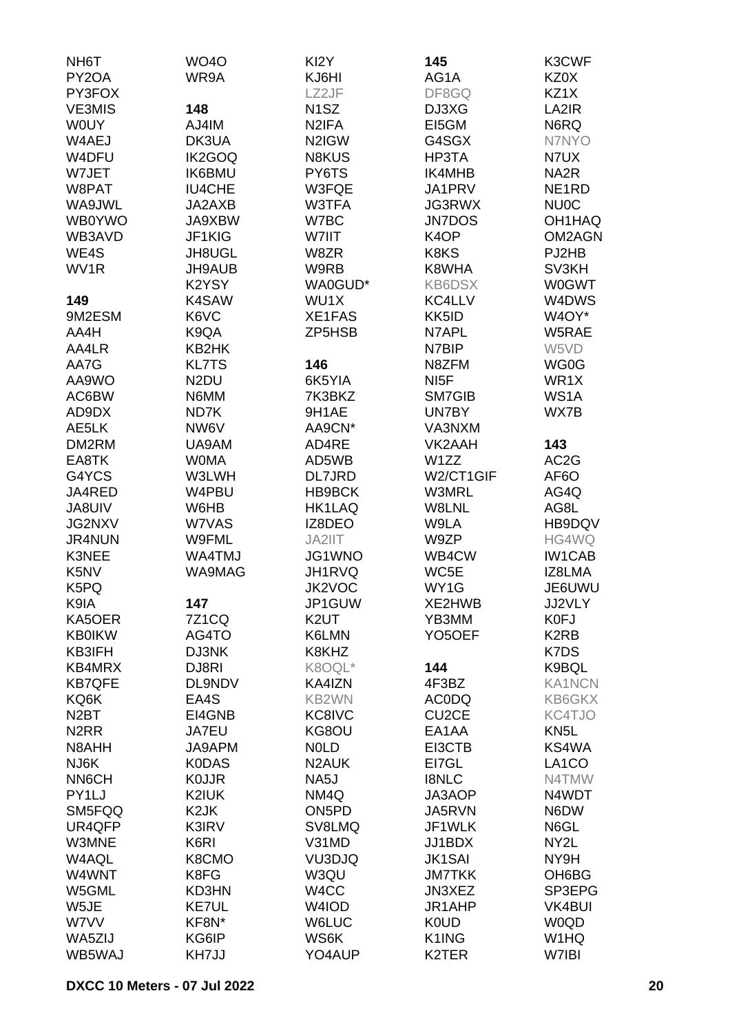NH6T
PY2OA
PY3FOX
VE3MIS
W0UY
W4AEJ
W4DFU
W7JET
W8PAT
WA9JWL
WB0YWO
WB3AVD
WE4S
WV1R

**149**
9M2ESM
AA4H
AA4LR
AA7G
AA9WO
AC6BW
AD9DX
AE5LK
DM2RM
EA8TK
G4YCS
JA4RED
JA8UIV
JG2NXV
JR4NUN
K3NEE
K5NV
K5PQ
K9IA
KA5OER
KB0IKW
KB3IFH
KB4MRX
KB7QFE
KQ6K
N2BT
N2RR
N8AHH
NJ6K
NN6CH
PY1LJ
SM5FQQ
UR4QFP
W3MNE
W4AQL
W4WNT
W5GML
W5JE
W7VV
WA5ZIJ
WB5WAJ

WO4O
WR9A

**148**
AJ4IM
DK3UA
IK2GOQ
IK6BMU
IU4CHE
JA2AXB
JA9XBW
JF1KIG
JH8UGL
JH9AUB
K2YSY
K4SAW
K6VC
K9QA
KB2HK
KL7TS
N2DU
N6MM
ND7K
NW6V
UA9AM
W0MA
W3LWH
W4PBU
W6HB
W7VAS
W9FML
WA4TMJ
WA9MAG

**147**
7Z1CQ
AG4TO
DJ3NK
DJ8RI
DL9NDV
EA4S
EI4GNB
JA7EU
JA9APM
K0DAS
K0JJR
K2IUK
K2JK
K3IRV
K6RI
K8CMO
K8FG
KD3HN
KE7UL
KF8N*
KG6IP
KH7JJ

KI2Y
KJ6HI
LZ2JF
N1SZ
N2IFA
N2IGW
N8KUS
PY6TS
W3FQE
W3TFA
W7BC
W7IIT
W8ZR
W9RB
WA0GUD*
WU1X
XE1FAS
ZP5HSB

**146**
6K5YIA
7K3BKZ
9H1AE
AA9CN*
AD4RE
AD5WB
DL7JRD
HB9BCK
HK1LAQ
IZ8DEO
JA2IIT
JG1WNO
JH1RVQ
JK2VOC
JP1GUW
K2UT
K6LMN
K8KHZ
K8OQL*
KA4IZN
KB2WN
KC8IVC
KG8OU
N0LD
N2AUK
NA5J
NM4Q
ON5PD
SV8LMQ
V31MD
VU3DJQ
W3QU
W4CC
W4IOD
W6LUC
WS6K
YO4AUP

**145**
AG1A
DF8GQ
DJ3XG
EI5GM
G4SGX
HP3TA
IK4MHB
JA1PRV
JG3RWX
JN7DOS
K4OP
K8KS
K8WHA
KB6DSX
KC4LLV
KK5ID
N7APL
N7BIP
N8ZFM
NI5F
SM7GIB
UN7BY
VA3NXM
VK2AAH
W1ZZ
W2/CT1GIF
W3MRL
W8LNL
W9LA
W9ZP
WB4CW
WC5E
WY1G
XE2HWB
YB3MM
YO5OEF

**144**
4F3BZ
AC0DQ
CU2CE
EA1AA
EI3CTB
EI7GL
I8NLC
JA3AOP
JA5RVN
JF1WLK
JJ1BDX
JK1SAI
JM7TKK
JN3XEZ
JR1AHP
K0UD
K1ING
K2TER

K3CWF
KZ0X
KZ1X
LA2IR
N6RQ
N7NYO
N7UX
NA2R
NE1RD
NU0C
OH1HAQ
OM2AGN
PJ2HB
SV3KH
W0GWT
W4DWS
W4OY*
W5RAE
W5VD
WG0G
WR1X
WS1A
WX7B

**143**
AC2G
AF6O
AG4Q
AG8L
HB9DQV
HG4WQ
IW1CAB
IZ8LMA
JE6UWU
JJ2VLY
K0FJ
K2RB
K7DS
K9BQL
KA1NCN
KB6GKX
KC4TJO
KN5L
KS4WA
LA1CO
N4TMW
N4WDT
N6DW
N6GL
NY2L
NY9H
OH6BG
SP3EPG
VK4BUI
W0QD
W1HQ
W7IBI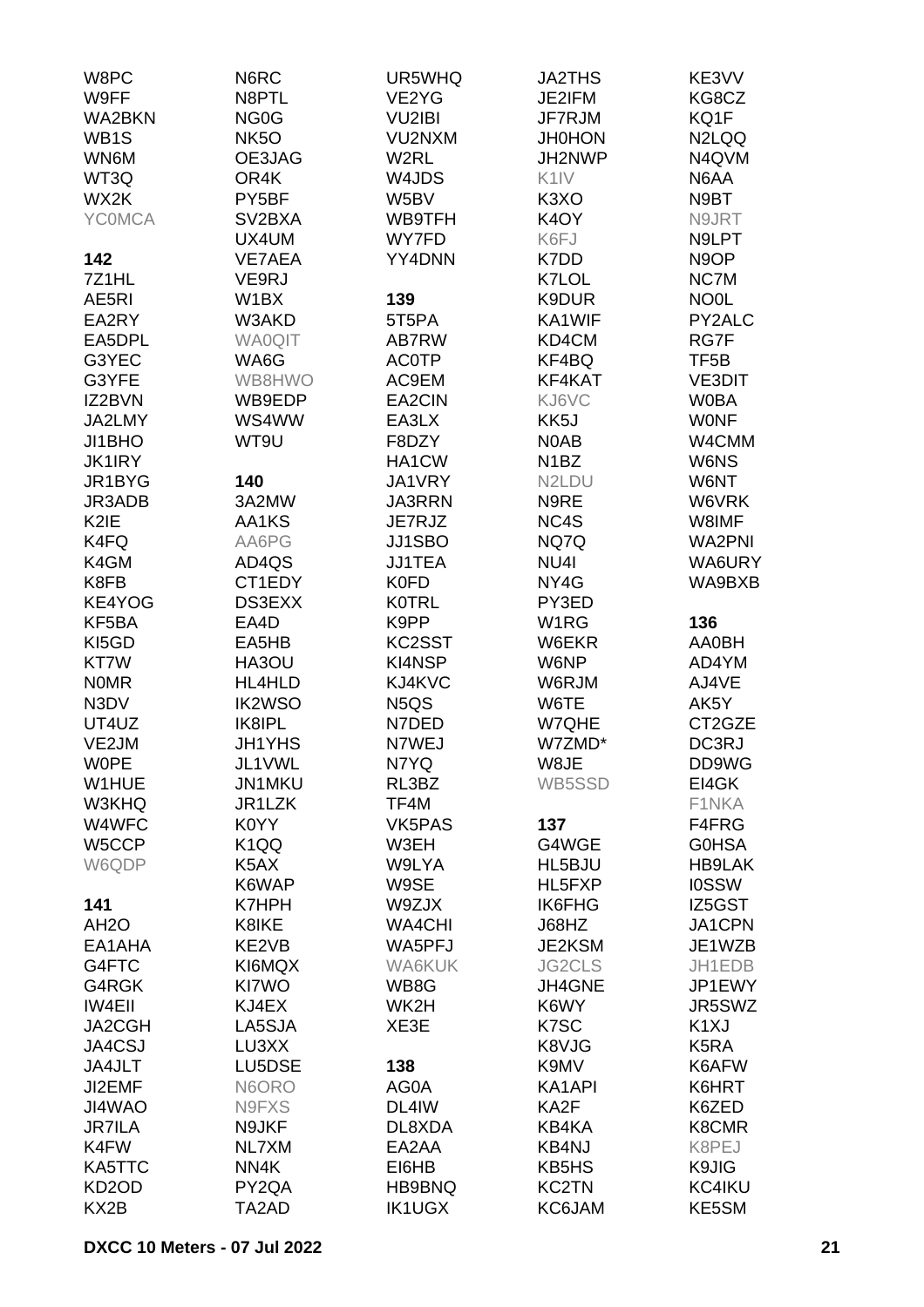W8PC
W9FF
WA2BKN
WB1S
WN6M
WT3Q
WX2K
YC0MCA

**142**
7Z1HL
AE5RI
EA2RY
EA5DPL
G3YEC
G3YFE
IZ2BVN
JA2LMY
JI1BHO
JK1IRY
JR1BYG
JR3ADB
K2IE
K4FQ
K4GM
K8FB
KE4YOG
KF5BA
KI5GD
KT7W
N0MR
N3DV
UT4UZ
VE2JM
W0PE
W1HUE
W3KHQ
W4WFC
W5CCP
W6QDP

**141**
AH2O
EA1AHA
G4FTC
G4RGK
IW4EII
JA2CGH
JA4CSJ
JA4JLT
JI2EMF
JI4WAO
JR7ILA
K4FW
KA5TTC
KD2OD
KX2B
N6RC
N8PTL
NG0G
NK5O
OE3JAG
OR4K
PY5BF
SV2BXA
UX4UM
VE7AEA
VE9RJ
W1BX
W3AKD
WA0QIT
WA6G
WB8HWO
WB9EDP
WS4WW
WT9U

**140**
3A2MW
AA1KS
AA6PG
AD4QS
CT1EDY
DS3EXX
EA4D
EA5HB
HA3OU
HL4HLD
IK2WSO
IK8IPL
JH1YHS
JL1VWL
JN1MKU
JR1LZK
K0YY
K1QQ
K5AX
K6WAP
K7HPH
K8IKE
KE2VB
KI6MQX
KI7WO
KJ4EX
LA5SJA
LU3XX
LU5DSE
N6ORO
N9FXS
N9JKF
NL7XM
NN4K
PY2QA
TA2AD
UR5WHQ
VE2YG
VU2IBI
VU2NXM
W2RL
W4JDS
W5BV
WB9TFH
WY7FD
YY4DNN

**139**
5T5PA
AB7RW
AC0TP
AC9EM
EA2CIN
EA3LX
F8DZY
HA1CW
JA1VRY
JA3RRN
JE7RJZ
JJ1SBO
JJ1TEA
K0FD
K0TRL
K9PP
KC2SST
KI4NSP
KJ4KVC
N5QS
N7DED
N7WEJ
N7YQ
RL3BZ
TF4M
VK5PAS
W3EH
W9LYA
W9SE
W9ZJX
WA4CHI
WA5PFJ
WA6KUK
WB8G
WK2H
XE3E

**138**
AG0A
DL4IW
DL8XDA
EA2AA
EI6HB
HB9BNQ
IK1UGX
JA2THS
JE2IFM
JF7RJM
JH0HON
JH2NWP
K1IV
K3XO
K4OY
K6FJ
K7DD
K7LOL
K9DUR
KA1WIF
KD4CM
KF4BQ
KF4KAT
KJ6VC
KK5J
N0AB
N1BZ
N2LDU
N9RE
NC4S
NQ7Q
NU4I
NY4G
PY3ED
W1RG
W6EKR
W6NP
W6RJM
W6TE
W7QHE
W7ZMD*
W8JE
WB5SSD

**137**
G4WGE
HL5BJU
HL5FXP
IK6FHG
J68HZ
JE2KSM
JG2CLS
JH4GNE
K6WY
K7SC
K8VJG
K9MV
KA1API
KA2F
KB4KA
KB4NJ
KB5HS
KC2TN
KC6JAM
KE3VV
KG8CZ
KQ1F
N2LQQ
N4QVM
N6AA
N9BT
N9JRT
N9LPT
N9OP
NC7M
NO0L
PY2ALC
RG7F
TF5B
VE3DIT
W0BA
W0NF
W4CMM
W6NS
W6NT
W6VRK
W8IMF
WA2PNI
WA6URY
WA9BXB

**136**
AA0BH
AD4YM
AJ4VE
AK5Y
CT2GZE
DC3RJ
DD9WG
EI4GK
F1NKA
F4FRG
G0HSA
HB9LAK
I0SSW
IZ5GST
JA1CPN
JE1WZB
JH1EDB
JP1EWY
JR5SWZ
K1XJ
K5RA
K6AFW
K6HRT
K6ZED
K8CMR
K8PEJ
K9JIG
KC4IKU
KE5SM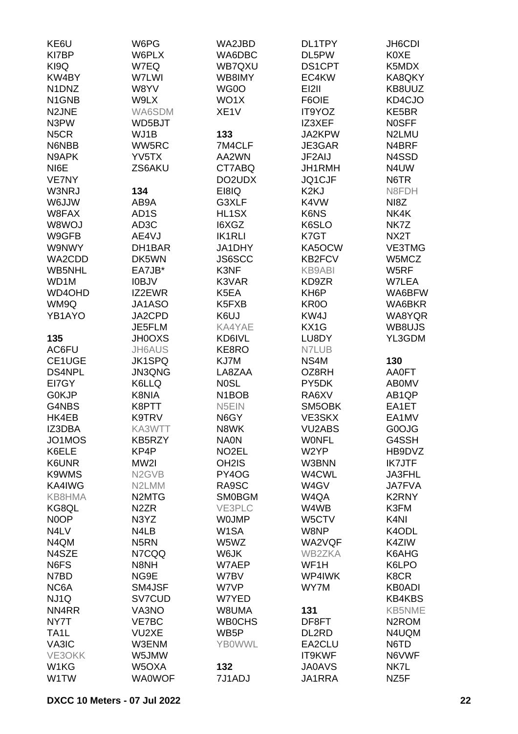KE6U
KI7BP
KI9Q
KW4BY
N1DNZ
N1GNB
N2JNE
N3PW
N5CR
N6NBB
N9APK
NI6E
VE7NY
W3NRJ
W6JJW
W8FAX
W8WOJ
W9GFB
W9NWY
WA2CDD
WB5NHL
WD1M
WD4OHD
WM9Q
YB1AYO

**135**

AC6FU
CE1UGE
DS4NPL
EI7GY
G0KJP
G4NBS
HK4EB
IZ3DBA
JO1MOS
K6ELE
K6UNR
K9WMS
KA4IWG
KB8HMA
KG8QL
N0OP
N4LV
N4QM
N4SZE
N6FS
N7BD
NC6A
NJ1Q
NN4RR
NY7T
TA1L
VA3IC
VE3OKK
W1KG
W1TW

W6PG
W6PLX
W7EQ
W7LWI
W8YV
W9LX
WA6SDM
WD5BJT
WJ1B
WW5RC
YV5TX
ZS6AKU

**134**

AB9A
AD1S
AD3C
AE4VJ
DH1BAR
DK5WN
EA7JB*
I0BJV
IZ2EWR
JA1ASO
JA2CPD
JE5FLM
JH0OXS
JH6AUS
JK1SPQ
JN3QNG
K6LLQ
K8NIA
K8PTT
K9TRV
KA3WTT
KB5RZY
KP4P
MW2I
N2GVB
N2LMM
N2MTG
N2ZR
N3YZ
N4LB
N5RN
N7CQQ
N8NH
NG9E
SM4JSF
SV7CUD
VA3NO
VE7BC
VU2XE
W3ENM
W5JMW
W5OXA
WA0WOF

WA2JBD
WA6DBC
WB7QXU
WB8IMY
WG0O
WO1X
XE1V

**133**

7M4CLF
AA2WN
CT7ABQ
DO2UDX
EI8IQ
G3XLF
HL1SX
I6XGZ
IK1RLI
JA1DHY
JS6SCC
K3NF
K3VAR
K5EA
K5FXB
K6UJ
KA4YAE
KD6IVL
KE8RO
KJ7M
LA8ZAA
N0SL
N1BOB
N5EIN
N6GY
N8WK
NA0N
NO2EL
OH2IS
PY4OG
RA9SC
SM0BGM
VE3PLC
W0JMP
W1SA
W5WZ
W6JK
W7AEP
W7BV
W7VP
W7YED
W8UMA
WB0CHS
WB5P
YB0WWL

**132**

7J1ADJ

DL1TPY
DL5PW
DS1CPT
EC4KW
EI2II
F6OIE
IT9YOZ
IZ3XEF
JA2KPW
JE3GAR
JF2AIJ
JH1RMH
JQ1CJF
K2KJ
K4VW
K6NS
K6SLO
K7GT
KA5OCW
KB2FCV
KB9ABI
KD9ZR
KH6P
KR0O
KW4J
KX1G
LU8DY
N7LUB
NS4M
OZ8RH
PY5DK
RA6XV
SM5OBK
VE3SKX
VU2ABS
W0NFL
W2YP
W3BNN
W4CWL
W4GV
W4QA
W4WB
W5CTV
W8NP
WA2VQF
WB2ZKA
WF1H
WP4IWK
WY7M

**131**

DF8FT
DL2RD
EA2CLU
IT9KWF
JA0AVS
JA1RRA

JH6CDI
K0XE
K5MDX
KA8QKY
KB8UUZ
KD4CJO
KE5BR
N0SFF
N2LMU
N4BRF
N4SSD
N4UW
N6TR
N8FDH
NI8Z
NK4K
NK7Z
NX2T
VE3TMG
W5MCZ
W5RF
W7LEA
WA6BFW
WA6BKR
WA8YQR
WB8UJS
YL3GDM

**130**

AA0FT
AB0MV
AB1QP
EA1ET
EA1MV
G0OJG
G4SSH
HB9DVZ
IK7JTF
JA3FHL
JA7FVA
K2RNY
K3FM
K4NI
K4ODL
K4ZIW
K6AHG
K6LPO
K8CR
KB0ADI
KB4KBS
KB5NME
N2ROM
N4UQM
N6TD
N6VWF
NK7L
NZ5F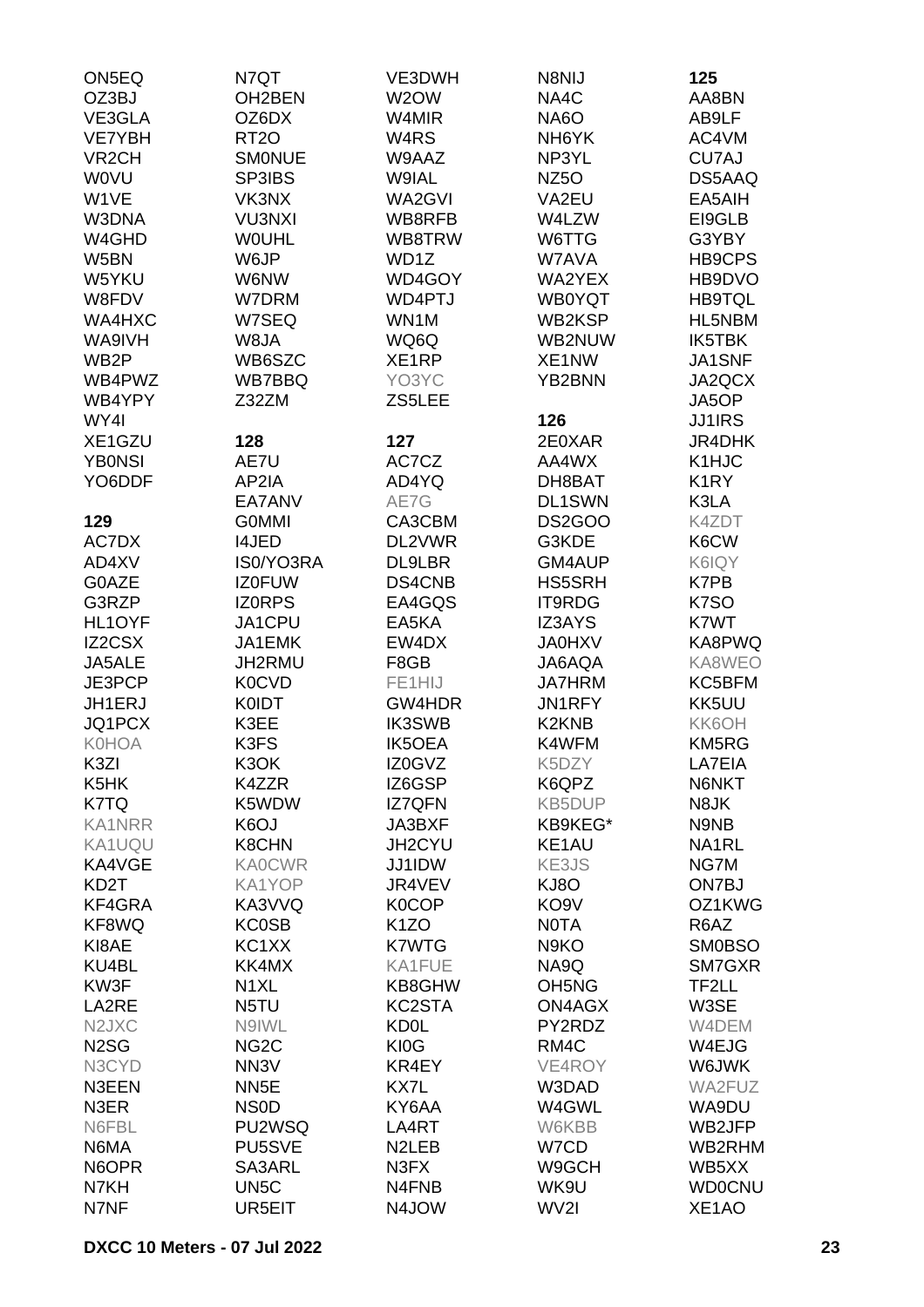ON5EQ
OZ3BJ
VE3GLA
VE7YBH
VR2CH
W0VU
W1VE
W3DNA
W4GHD
W5BN
W5YKU
W8FDV
WA4HXC
WA9IVH
WB2P
WB4PWZ
WB4YPY
WY4I
XE1GZU
YB0NSI
YO6DDF

**129**

AC7DX
AD4XV
G0AZE
G3RZP
HL1OYF
IZ2CSX
JA5ALE
JE3PCP
JH1ERJ
JQ1PCX
K0HOA
K3ZI
K5HK
K7TQ
KA1NRR
KA1UQU
KA4VGE
KD2T
KF4GRA
KF8WQ
KI8AE
KU4BL
KW3F
LA2RE
N2JXC
N2SG
N3CYD
N3EEN
N3ER
N6FBL
N6MA
N6OPR
N7KH
N7NF

N7QT
OH2BEN
OZ6DX
RT2O
SM0NUE
SP3IBS
VK3NX
VU3NXI
W0UHL
W6JP
W6NW
W7DRM
W7SEQ
W8JA
WB6SZC
WB7BBQ
Z32ZM

**128**

AE7U
AP2IA
EA7ANV
G0MMI
I4JED
IS0/YO3RA
IZ0FUW
IZ0RPS
JA1CPU
JA1EMK
JH2RMU
K0CVD
K0IDT
K3EE
K3FS
K3OK
K4ZZR
K5WDW
K6OJ
K8CHN
KA0CWR
KA1YOP
KA3VVQ
KC0SB
KC1XX
KK4MX
N1XL
N5TU
N9IWL
NG2C
NN3V
NN5E
NS0D
PU2WSQ
PU5SVE
SA3ARL
UN5C
UR5EIT

VE3DWH
W2OW
W4MIR
W4RS
W9AAZ
W9IAL
WA2GVI
WB8RFB
WB8TRW
WD1Z
WD4GOY
WD4PTJ
WN1M
WQ6Q
XE1RP
YO3YC
ZS5LEE

**127**

AC7CZ
AD4YQ
AE7G
CA3CBM
DL2VWR
DL9LBR
DS4CNB
EA4GQS
EA5KA
EW4DX
F8GB
FE1HIJ
GW4HDR
IK3SWB
IK5OEA
IZ0GVZ
IZ6GSP
IZ7QFN
JA3BXF
JH2CYU
JJ1IDW
JR4VEV
K0COP
K1ZO
K7WTG
KA1FUE
KB8GHW
KC2STA
KD0L
KI0G
KR4EY
KX7L
KY6AA
LA4RT
N2LEB
N3FX
N4FNB
N4JOW

N8NIJ
NA4C
NA6O
NH6YK
NP3YL
NZ5O
VA2EU
W4LZW
W6TTG
W7AVA
WA2YEX
WB0YQT
WB2KSP
WB2NUW
XE1NW
YB2BNN

**126**

2E0XAR
AA4WX
DH8BAT
DL1SWN
DS2GOO
G3KDE
GM4AUP
HS5SRH
IT9RDG
IZ3AYS
JA0HXV
JA6AQA
JA7HRM
JN1RFY
K2KNB
K4WFM
K5DZY
K6QPZ
KB5DUP
KB9KEG*
KE1AU
KE3JS
KJ8O
KO9V
N0TA
N9KO
NA9Q
OH5NG
ON4AGX
PY2RDZ
RM4C
VE4ROY
W3DAD
W4GWL
W6KBB
W7CD
W9GCH
WK9U
WV2I

**125**

AA8BN
AB9LF
AC4VM
CU7AJ
DS5AAQ
EA5AIH
EI9GLB
G3YBY
HB9CPS
HB9DVO
HB9TQL
HL5NBM
IK5TBK
JA1SNF
JA2QCX
JA5OP
JJ1IRS
JR4DHK
K1HJC
K1RY
K3LA
K4ZDT
K6CW
K6IQY
K7PB
K7SO
K7WT
KA8PWQ
KA8WEO
KC5BFM
KK5UU
KK6OH
KM5RG
LA7EIA
N6NKT
N8JK
N9NB
NA1RL
NG7M
ON7BJ
OZ1KWG
R6AZ
SM0BSO
SM7GXR
TF2LL
W3SE
W4DEM
W4EJG
W6JWK
WA2FUZ
WA9DU
WB2JFP
WB2RHM
WB5XX
WD0CNU
XE1AO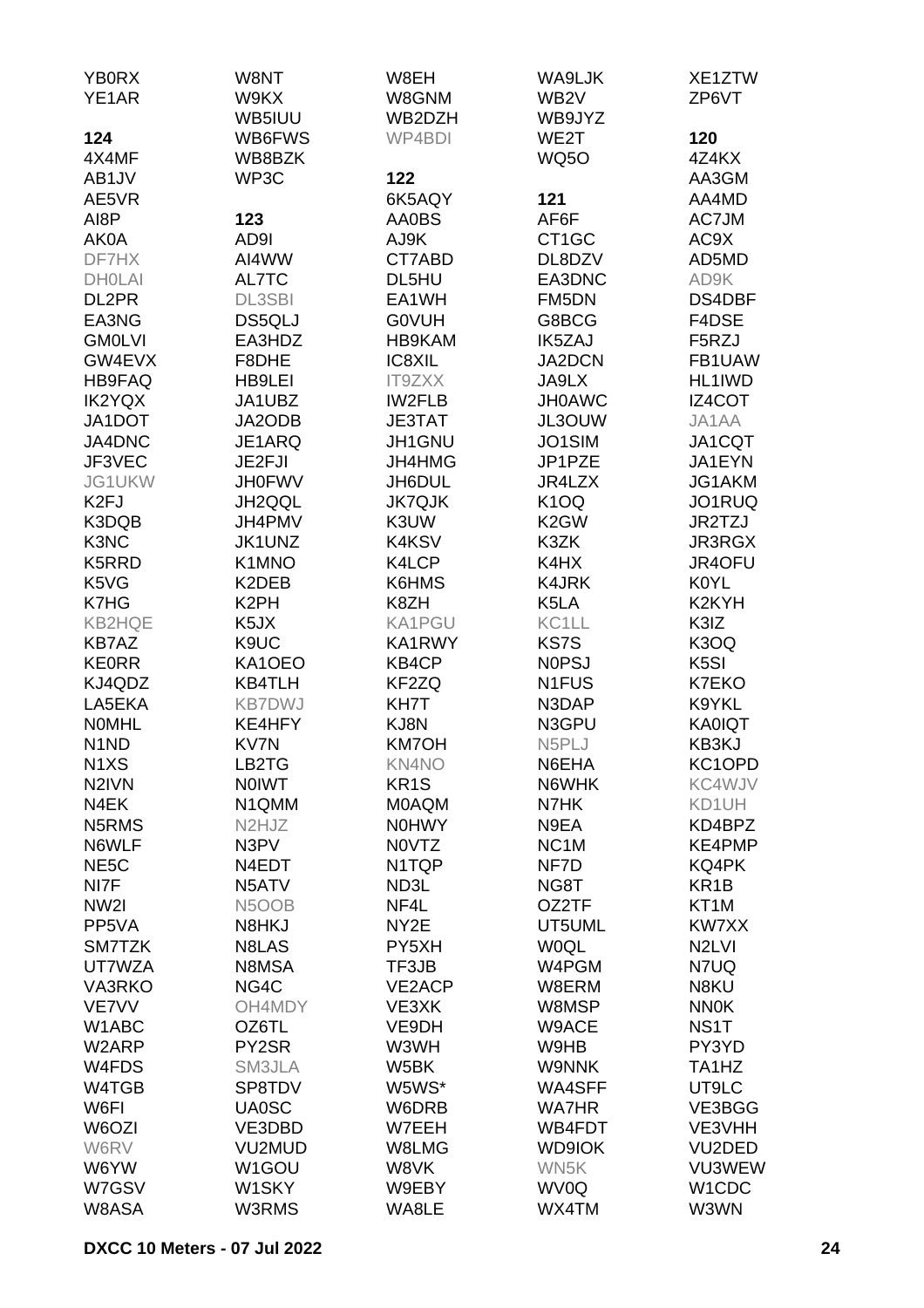YB0RX
YE1AR

**124**
4X4MF
AB1JV
AE5VR
AI8P
AK0A
DF7HX
DH0LAI
DL2PR
EA3NG
GM0LVI
GW4EVX
HB9FAQ
IK2YQX
JA1DOT
JA4DNC
JF3VEC
JG1UKW
K2FJ
K3DQB
K3NC
K5RRD
K5VG
K7HG
KB2HQE
KB7AZ
KE0RR
KJ4QDZ
LA5EKA
N0MHL
N1ND
N1XS
N2IVN
N4EK
N5RMS
N6WLF
NE5C
NI7F
NW2I
PP5VA
SM7TZK
UT7WZA
VA3RKO
VE7VV
W1ABC
W2ARP
W4FDS
W4TGB
W6FI
W6OZI
W6RV
W6YW
W7GSV
W8ASA

W8NT
W9KX
WB5IUU
WB6FWS
WB8BZK
WP3C

**123**
AD9I
AI4WW
AL7TC
DL3SBI
DS5QLJ
EA3HDZ
F8DHE
HB9LEI
JA1UBZ
JA2ODB
JE1ARQ
JE2FJI
JH0FWV
JH2QQL
JH4PMV
JK1UNZ
K1MNO
K2DEB
K2PH
K5JX
K9UC
KA1OEO
KB4TLH
KB7DWJ
KE4HFY
KV7N
LB2TG
N0IWT
N1QMM
N2HJZ
N3PV
N4EDT
N5ATV
N5OOB
N8HKJ
N8LAS
N8MSA
NG4C
OH4MDY
OZ6TL
PY2SR
SM3JLA
SP8TDV
UA0SC
VE3DBD
VU2MUD
W1GOU
W1SKY
W3RMS

W8EH
W8GNM
WB2DZH
WP4BDI

**122**
6K5AQY
AA0BS
AJ9K
CT7ABD
DL5HU
EA1WH
G0VUH
HB9KAM
IC8XIL
IT9ZXX
IW2FLB
JE3TAT
JH1GNU
JH4HMG
JH6DUL
JK7QJK
K3UW
K4KSV
K4LCP
K6HMS
K8ZH
KA1PGU
KA1RWY
KB4CP
KF2ZQ
KH7T
KJ8N
KM7OH
KN4NO
KR1S
M0AQM
N0HWY
N0VTZ
N1TQP
ND3L
NF4L
NY2E
PY5XH
TF3JB
VE2ACP
VE3XK
VE9DH
W3WH
W5BK
W5WS*
W6DRB
W7EEH
W8LMG
W8VK
W9EBY
WA8LE

WA9LJK
WB2V
WB9JYZ
WE2T
WQ5O

**121**
AF6F
CT1GC
DL8DZV
EA3DNC
FM5DN
G8BCG
IK5ZAJ
JA2DCN
JA9LX
JH0AWC
JL3OUW
JO1SIM
JP1PZE
JR4LZX
K1OQ
K2GW
K3ZK
K4HX
K4JRK
K5LA
KC1LL
KS7S
N0PSJ
N1FUS
N3DAP
N3GPU
N5PLJ
N6EHA
N6WHK
N7HK
N9EA
NC1M
NF7D
NG8T
OZ2TF
UT5UML
W0QL
W4PGM
W8ERM
W8MSP
W9ACE
W9HB
W9NNK
WA4SFF
WA7HR
WB4FDT
WD9IOK
WN5K
WV0Q
WX4TM

XE1ZTW
ZP6VT

**120**
4Z4KX
AA3GM
AA4MD
AC7JM
AC9X
AD5MD
AD9K
DS4DBF
F4DSE
F5RZJ
FB1UAW
HL1IWD
IZ4COT
JA1AA
JA1CQT
JA1EYN
JG1AKM
JO1RUQ
JR2TZJ
JR3RGX
JR4OFU
K0YL
K2KYH
K3IZ
K3OQ
K5SI
K7EKO
K9YKL
KA0IQT
KB3KJ
KC1OPD
KC4WJV
KD1UH
KD4BPZ
KE4PMP
KQ4PK
KR1B
KT1M
KW7XX
N2LVI
N7UQ
N8KU
NN0K
NS1T
PY3YD
TA1HZ
UT9LC
VE3BGG
VE3VHH
VU2DED
VU3WEW
W1CDC
W3WN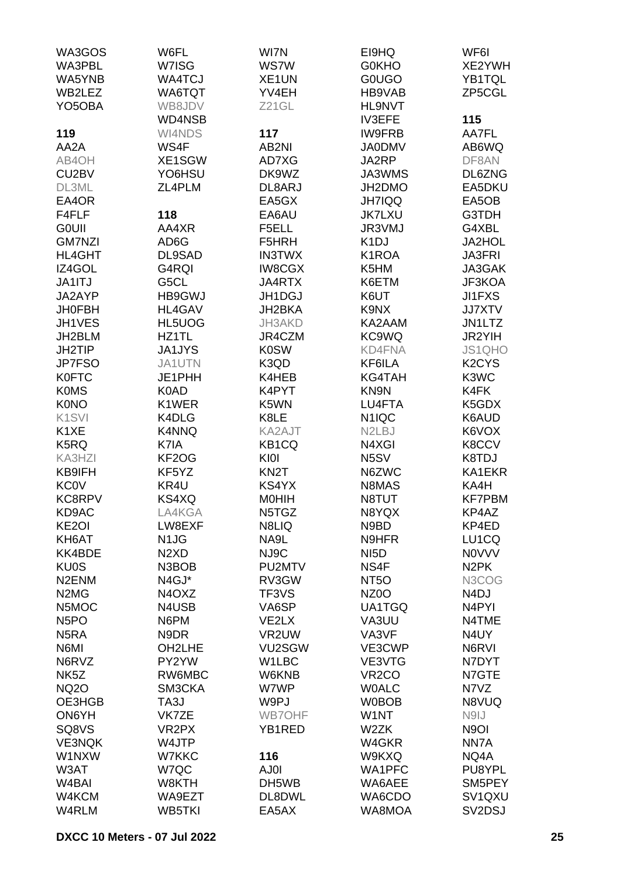WA3GOS
WA3PBL
WA5YNB
WB2LEZ
YO5OBA

**119**

AA2A
AB4OH
CU2BV
DL3ML
EA4OR
F4FLF
G0UII
GM7NZI
HL4GHT
IZ4GOL
JA1ITJ
JA2AYP
JH0FBH
JH1VES
JH2BLM
JH2TIP
JP7FSO
K0FTC
K0MS
K0NO
K1SVI
K1XE
K5RQ
KA3HZI
KB9IFH
KC0V
KC8RPV
KD9AC
KE2OI
KH6AT
KK4BDE
KU0S
N2ENM
N2MG
N5MOC
N5PO
N5RA
N6MI
N6RVZ
NK5Z
NQ2O
OE3HGB
ON6YH
SQ8VS
VE3NQK
W1NXW
W3AT
W4BAI
W4KCM
W4RLM

W6FL
W7ISG
WA4TCJ
WA6TQT
WB8JDV
WD4NSB
WI4NDS
WS4F
XE1SGW
YO6HSU
ZL4PLM

**118**

AA4XR
AD6G
DL9SAD
G4RQI
G5CL
HB9GWJ
HL4GAV
HL5UOG
HZ1TL
JA1JYS
JA1UTN
JE1PHH
K0AD
K1WER
K4DLG
K4NNQ
K7IA
KF2OG
KF5YZ
KR4U
KS4XQ
LA4KGA
LW8EXF
N1JG
N2XD
N3BOB
N4GJ*
N4OXZ
N4USB
N6PM
N9DR
OH2LHE
PY2YW
RW6MBC
SM3CKA
TA3J
VK7ZE
VR2PX
W4JTP
W7KKC
W7QC
W8KTH
WA9EZT
WB5TKI

WI7N
WS7W
XE1UN
YV4EH
Z21GL

**117**

AB2NI
AD7XG
DK9WZ
DL8ARJ
EA5GX
EA6AU
F5ELL
F5HRH
IN3TWX
IW8CGX
JA4RTX
JH1DGJ
JH2BKA
JH3AKD
JR4CZM
K0SW
K3QD
K4HEB
K4PYT
K5WN
K8LE
KA2AJT
KB1CQ
KI0I
KN2T
KS4YX
M0HIH
N5TGZ
N8LIQ
NA9L
NJ9C
PU2MTV
RV3GW
TF3VS
VA6SP
VE2LX
VR2UW
VU2SGW
W1LBC
W6KNB
W7WP
W9PJ
WB7OHF
YB1RED

**116**

AJ0I
DH5WB
DL8DWL
EA5AX

EI9HQ
G0KHO
G0UGO
HB9VAB
HL9NVT
IV3EFE
IW9FRB
JA0DMV
JA2RP
JA3WMS
JH2DMO
JH7IQQ
JK7LXU
JR3VMJ
K1DJ
K1ROA
K5HM
K6ETM
K6UT
K9NX
KA2AAM
KC9WQ
KD4FNA
KF6ILA
KG4TAH
KN9N
LU4FTA
N1IQC
N2LBJ
N4XGI
N5SV
N6ZWC
N8MAS
N8TUT
N8YQX
N9BD
N9HFR
NI5D
NS4F
NT5O
NZ0O
UA1TGQ
VA3UU
VA3VF
VE3CWP
VE3VTG
VR2CO
W0ALC
W0BOB
W1NT
W2ZK
W4GKR
W9KXQ
WA1PFC
WA6AEE
WA6CDO
WA8MOA

WF6I
XE2YWH
YB1TQL
ZP5CGL

**115**

AA7FL
AB6WQ
DF8AN
DL6ZNG
EA5DKU
EA5OB
G3TDH
G4XBL
JA2HOL
JA3FRI
JA3GAK
JF3KOA
JI1FXS
JJ7XTV
JN1LTZ
JR2YIH
JS1QHO
K2CYS
K3WC
K4FK
K5GDX
K6AUD
K6VOX
K8CCV
K8TDJ
KA1EKR
KA4H
KF7PBM
KP4AZ
KP4ED
LU1CQ
N0VVV
N2PK
N3COG
N4DJ
N4PYI
N4TME
N4UY
N6RVI
N7DYT
N7GTE
N7VZ
N8VUQ
N9IJ
N9OI
NN7A
NQ4A
PU8YPL
SM5PEY
SV1QXU
SV2DSJ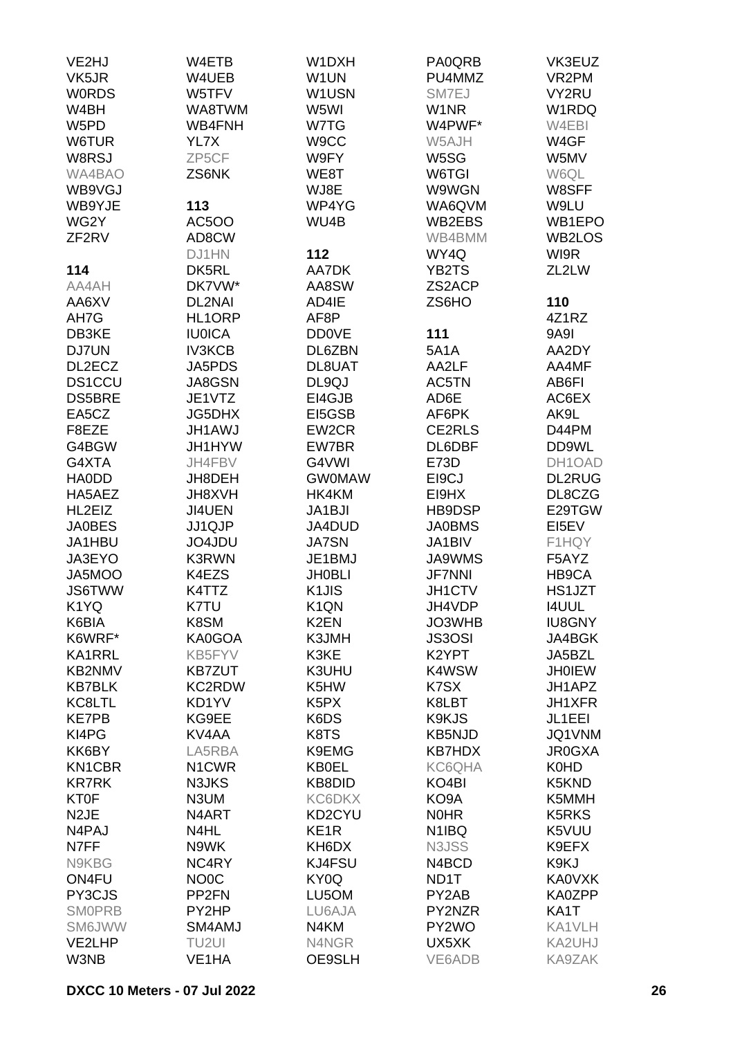VE2HJ
VK5JR
W0RDS
W4BH
W5PD
W6TUR
W8RSJ
WA4BAO
WB9VGJ
WB9YJE
WG2Y
ZF2RV

**114**
AA4AH
AA6XV
AH7G
DB3KE
DJ7UN
DL2ECZ
DS1CCU
DS5BRE
EA5CZ
F8EZE
G4BGW
G4XTA
HA0DD
HA5AEZ
HL2EIZ
JA0BES
JA1HBU
JA3EYO
JA5MOO
JS6TWW
K1YQ
K6BIA
K6WRF*
KA1RRL
KB2NMV
KB7BLK
KC8LTL
KE7PB
KI4PG
KK6BY
KN1CBR
KR7RK
KT0F
N2JE
N4PAJ
N7FF
N9KBG
ON4FU
PY3CJS
SM0PRB
SM6JWW
VE2LHP
W3NB

W4ETB
W4UEB
W5TFV
WA8TWM
WB4FNH
YL7X
ZP5CF
ZS6NK

**113**
AC5OO
AD8CW
DJ1HN
DK5RL
DK7VW*
DL2NAI
HL1ORP
IU0ICA
IV3KCB
JA5PDS
JA8GSN
JE1VTZ
JG5DHX
JH1AWJ
JH1HYW
JH4FBV
JH8DEH
JH8XVH
JI4UEN
JJ1QJP
JO4JDU
K3RWN
K4EZS
K4TTZ
K7TU
K8SM
KA0GOA
KB5FYV
KB7ZUT
KC2RDW
KD1YV
KG9EE
KV4AA
LA5RBA
N1CWR
N3JKS
N3UM
N4ART
N4HL
N9WK
NC4RY
NO0C
PP2FN
PY2HP
SM4AMJ
TU2UI
VE1HA

W1DXH
W1UN
W1USN
W5WI
W7TG
W9CC
W9FY
WE8T
WJ8E
WP4YG
WU4B

**112**
AA7DK
AA8SW
AD4IE
AF8P
DD0VE
DL6ZBN
DL8UAT
DL9QJ
EI4GJB
EI5GSB
EW2CR
EW7BR
G4VWI
GW0MAW
HK4KM
JA1BJI
JA4DUD
JA7SN
JE1BMJ
JH0BLI
K1JIS
K1QN
K2EN
K3JMH
K3KE
K3UHU
K5HW
K5PX
K6DS
K8TS
K9EMG
KB0EL
KB8DID
KC6DKX
KD2CYU
KE1R
KH6DX
KJ4FSU
KY0Q
LU5OM
LU6AJA
N4KM
N4NGR
OE9SLH

PA0QRB
PU4MMZ
SM7EJ
W1NR
W4PWF*
W5AJH
W5SG
W6TGI
W9WGN
WA6QVM
WB2EBS
WB4BMM
WY4Q
YB2TS
ZS2ACP
ZS6HO

**111**
5A1A
AA2LF
AC5TN
AD6E
AF6PK
CE2RLS
DL6DBF
E73D
EI9CJ
EI9HX
HB9DSP
JA0BMS
JA1BIV
JA9WMS
JF7NNI
JH1CTV
JH4VDP
JO3WHB
JS3OSI
K2YPT
K4WSW
K7SX
K8LBT
K9KJS
KB5NJD
KB7HDX
KC6QHA
KO4BI
KO9A
N0HR
N1IBQ
N3JSS
N4BCD
ND1T
PY2AB
PY2NZR
PY2WO
UX5XK
VE6ADB

VK3EUZ
VR2PM
VY2RU
W1RDQ
W4EBI
W4GF
W5MV
W6QL
W8SFF
W9LU
WB1EPO
WB2LOS
WI9R
ZL2LW

**110**
4Z1RZ
9A9I
AA2DY
AA4MF
AB6FI
AC6EX
AK9L
D44PM
DD9WL
DH1OAD
DL2RUG
DL8CZG
E29TGW
EI5EV
F1HQY
F5AYZ
HB9CA
HS1JZT
I4UUL
IU8GNY
JA4BGK
JA5BZL
JH0IEW
JH1APZ
JH1XFR
JL1EEI
JQ1VNM
JR0GXA
K0HD
K5KND
K5MMH
K5RKS
K5VUU
K9EFX
K9KJ
KA0VXK
KA0ZPP
KA1T
KA1VLH
KA2UHJ
KA9ZAK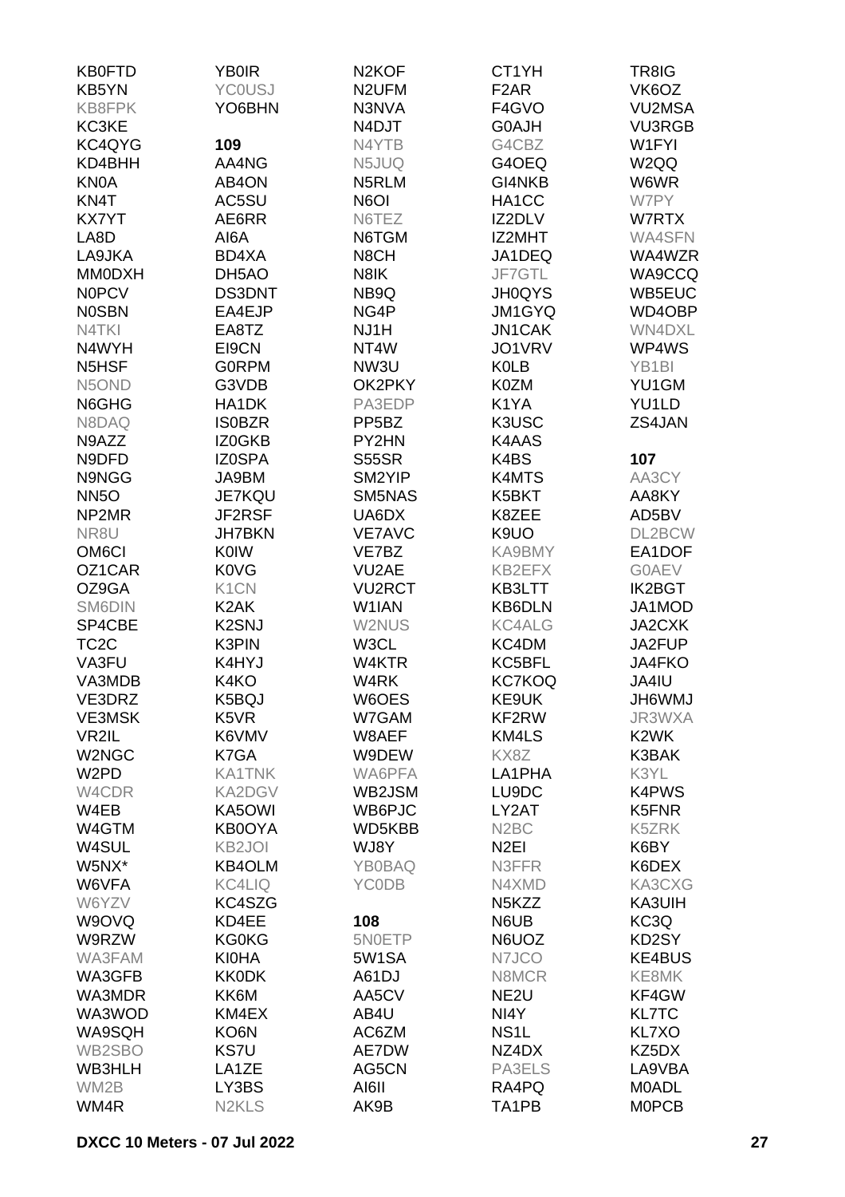KB0FTD
KB5YN
KB8FPK
KC3KE
KC4QYG
KD4BHH
KN0A
KN4T
KX7YT
LA8D
LA9JKA
MM0DXH
N0PCV
N0SBN
N4TKI
N4WYH
N5HSF
N5OND
N6GHG
N8DAQ
N9AZZ
N9DFD
N9NGG
NN5O
NP2MR
NR8U
OM6CI
OZ1CAR
OZ9GA
SM6DIN
SP4CBE
TC2C
VA3FU
VA3MDB
VE3DRZ
VE3MSK
VR2IL
W2NGC
W2PD
W4CDR
W4EB
W4GTM
W4SUL
W5NX*
W6VFA
W6YZV
W9OVQ
W9RZW
WA3FAM
WA3GFB
WA3MDR
WA3WOD
WA9SQH
WB2SBO
WB3HLH
WM2B
WM4R

YB0IR
YC0USJ
YO6BHN

**109**

AA4NG
AB4ON
AC5SU
AE6RR
AI6A
BD4XA
DH5AO
DS3DNT
EA4EJP
EA8TZ
EI9CN
G0RPM
G3VDB
HA1DK
IS0BZR
IZ0GKB
IZ0SPA
JA9BM
JE7KQU
JF2RSF
JH7BKN
K0IW
K0VG
K1CN
K2AK
K2SNJ
K3PIN
K4HYJ
K4KO
K5BQJ
K5VR
K6VMV
K7GA
KA1TNK
KA2DGV
KA5OWI
KB0OYA
KB2JOI
KB4OLM
KC4LIQ
KC4SZG
KD4EE
KG0KG
KI0HA
KK0DK
KK6M
KM4EX
KO6N
KS7U
LA1ZE
LY3BS
N2KLS

N2KOF
N2UFM
N3NVA
N4DJT
N4YTB
N5JUQ
N5RLM
N6OI
N6TEZ
N6TGM
N8CH
N8IK
NB9Q
NG4P
NJ1H
NT4W
NW3U
OK2PKY
PA3EDP
PP5BZ
PY2HN
S55SR
SM2YIP
SM5NAS
UA6DX
VE7AVC
VE7BZ
VU2AE
VU2RCT
W1IAN
W2NUS
W3CL
W4KTR
W4RK
W6OES
W7GAM
W8AEF
W9DEW
WA6PFA
WB2JSM
WB6PJC
WD5KBB
WJ8Y
YB0BAQ
YC0DB

**108**

5N0ETP
5W1SA
A61DJ
AA5CV
AB4U
AC6ZM
AE7DW
AG5CN
AI6II
AK9B

CT1YH
F2AR
F4GVO
G0AJH
G4CBZ
G4OEQ
GI4NKB
HA1CC
IZ2DLV
IZ2MHT
JA1DEQ
JF7GTL
JH0QYS
JM1GYQ
JN1CAK
JO1VRV
K0LB
K0ZM
K1YA
K3USC
K4AAS
K4BS
K4MTS
K5BKT
K8ZEE
K9UO
KA9BMY
KB2EFX
KB3LTT
KB6DLN
KC4ALG
KC4DM
KC5BFL
KC7KOQ
KE9UK
KF2RW
KM4LS
KX8Z
LA1PHA
LU9DC
LY2AT
N2BC
N2EI
N3FFR
N4XMD
N5KZZ
N6UB
N6UOZ
N7JCO
N8MCR
NE2U
NI4Y
NS1L
NZ4DX
PA3ELS
RA4PQ
TA1PB

TR8IG
VK6OZ
VU2MSA
VU3RGB
W1FYI
W2QQ
W6WR
W7PY
W7RTX
WA4SFN
WA4WZR
WA9CCQ
WB5EUC
WD4OBP
WN4DXL
WP4WS
YB1BI
YU1GM
YU1LD
ZS4JAN

**107**

AA3CY
AA8KY
AD5BV
DL2BCW
EA1DOF
G0AEV
IK2BGT
JA1MOD
JA2CXK
JA2FUP
JA4FKO
JA4IU
JH6WMJ
JR3WXA
K2WK
K3BAK
K3YL
K4PWS
K5FNR
K5ZRK
K6BY
K6DEX
KA3CXG
KA3UIH
KC3Q
KD2SY
KE4BUS
KE8MK
KF4GW
KL7TC
KL7XO
KZ5DX
LA9VBA
M0ADL
M0PCB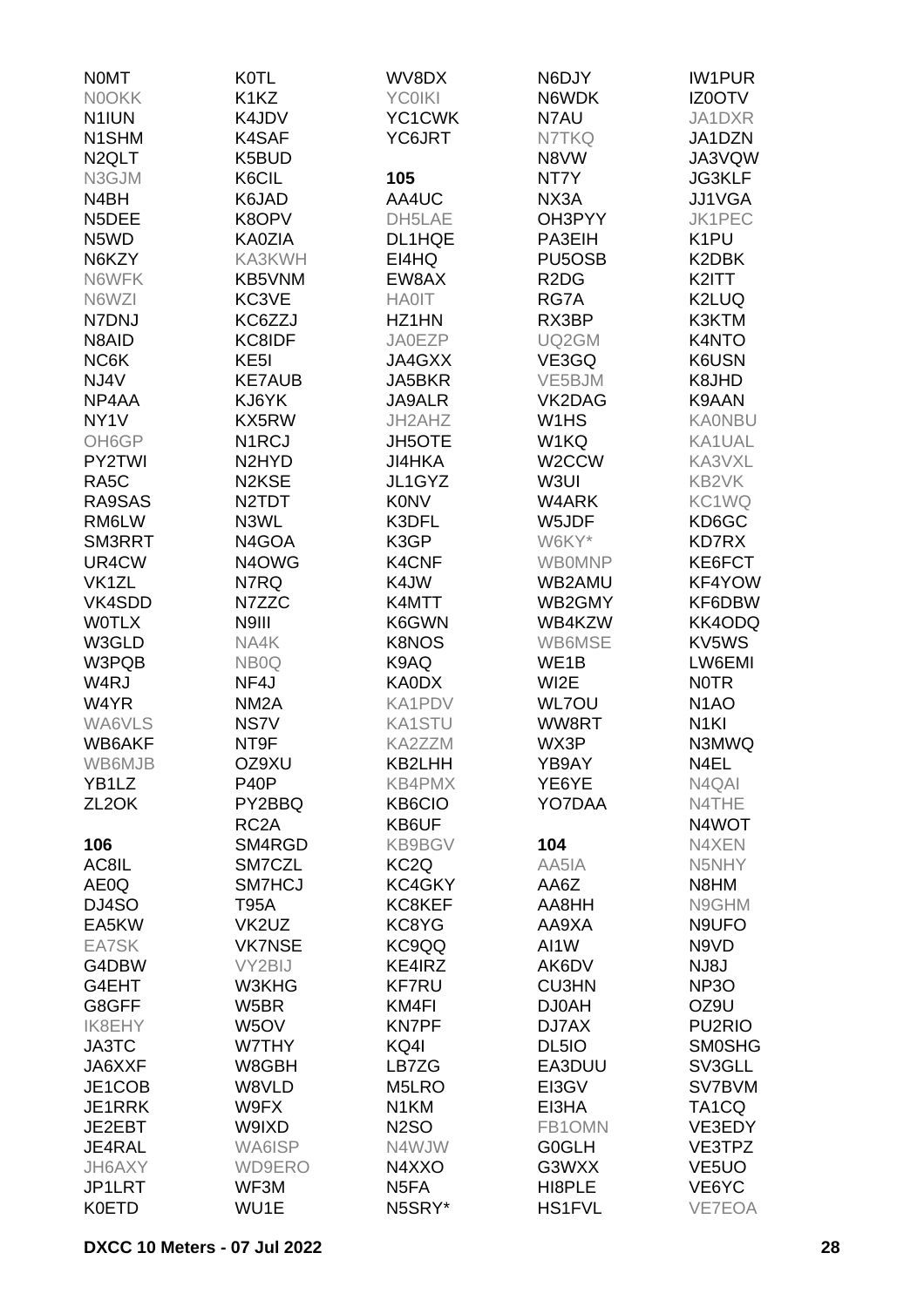N0MT
N0OKK
N1IUN
N1SHM
N2QLT
N3GJM
N4BH
N5DEE
N5WD
N6KZY
N6WFK
N6WZI
N7DNJ
N8AID
NC6K
NJ4V
NP4AA
NY1V
OH6GP
PY2TWI
RA5C
RA9SAS
RM6LW
SM3RRT
UR4CW
VK1ZL
VK4SDD
W0TLX
W3GLD
W3PQB
W4RJ
W4YR
WA6VLS
WB6AKF
WB6MJB
YB1LZ
ZL2OK

**106**

AC8IL
AE0Q
DJ4SO
EA5KW
EA7SK
G4DBW
G4EHT
G8GFF
IK8EHY
JA3TC
JA6XXF
JE1COB
JE1RRK
JE2EBT
JE4RAL
JH6AXY
JP1LRT
K0ETD
K0TL
K1KZ
K4JDV
K4SAF
K5BUD
K6CIL
K6JAD
K8OPV
KA0ZIA
KA3KWH
KB5VNM
KC3VE
KC6ZZJ
KC8IDF
KE5I
KE7AUB
KJ6YK
KX5RW
N1RCJ
N2HYD
N2KSE
N2TDT
N3WL
N4GOA
N4OWG
N7RQ
N7ZZC
N9III
NA4K
NB0Q
NF4J
NM2A
NS7V
NT9F
OZ9XU
P40P
PY2BBQ
RC2A
SM4RGD
SM7CZL
SM7HCJ
T95A
VK2UZ
VK7NSE
VY2BIJ
W3KHG
W5BR
W5OV
W7THY
W8GBH
W8VLD
W9FX
W9IXD
WA6ISP
WD9ERO
WF3M
WU1E
WV8DX
YC0IKI
YC1CWK
YC6JRT

**105**

AA4UC
DH5LAE
DL1HQE
EI4HQ
EW8AX
HA0IT
HZ1HN
JA0EZP
JA4GXX
JA5BKR
JA9ALR
JH2AHZ
JH5OTE
JI4HKA
JL1GYZ
K0NV
K3DFL
K3GP
K4CNF
K4JW
K4MTT
K6GWN
K8NOS
K9AQ
KA0DX
KA1PDV
KA1STU
KA2ZZM
KB2LHH
KB4PMX
KB6CIO
KB6UF
KB9BGV
KC2Q
KC4GKY
KC8KEF
KC8YG
KC9QQ
KE4IRZ
KF7RU
KM4FI
KN7PF
KQ4I
LB7ZG
M5LRO
N1KM
N2SO
N4WJW
N4XXO
N5FA
N5SRY*
N6DJY
N6WDK
N7AU
N7TKQ
N8VW
NT7Y
NX3A
OH3PYY
PA3EIH
PU5OSB
R2DG
RG7A
RX3BP
UQ2GM
VE3GQ
VE5BJM
VK2DAG
W1HS
W1KQ
W2CCW
W3UI
W4ARK
W5JDF
W6KY*
WB0MNP
WB2AMU
WB2GMY
WB4KZW
WB6MSE
WE1B
WI2E
WL7OU
WW8RT
WX3P
YB9AY
YE6YE
YO7DAA

**104**

AA5IA
AA6Z
AA8HH
AA9XA
AI1W
AK6DV
CU3HN
DJ0AH
DJ7AX
DL5IO
EA3DUU
EI3GV
EI3HA
FB1OMN
G0GLH
G3WXX
HI8PLE
HS1FVL
IW1PUR
IZ0OTV
JA1DXR
JA1DZN
JA3VQW
JG3KLF
JJ1VGA
JK1PEC
K1PU
K2DBK
K2ITT
K2LUQ
K3KTM
K4NTO
K6USN
K8JHD
K9AAN
KA0NBU
KA1UAL
KA3VXL
KB2VK
KC1WQ
KD6GC
KD7RX
KE6FCT
KF4YOW
KF6DBW
KK4ODQ
KV5WS
LW6EMI
N0TR
N1AO
N1KI
N3MWQ
N4EL
N4QAI
N4THE
N4WOT
N4XEN
N5NHY
N8HM
N9GHM
N9UFO
N9VD
NJ8J
NP3O
OZ9U
PU2RIO
SM0SHG
SV3GLL
SV7BVM
TA1CQ
VE3EDY
VE3TPZ
VE5UO
VE6YC
VE7EOA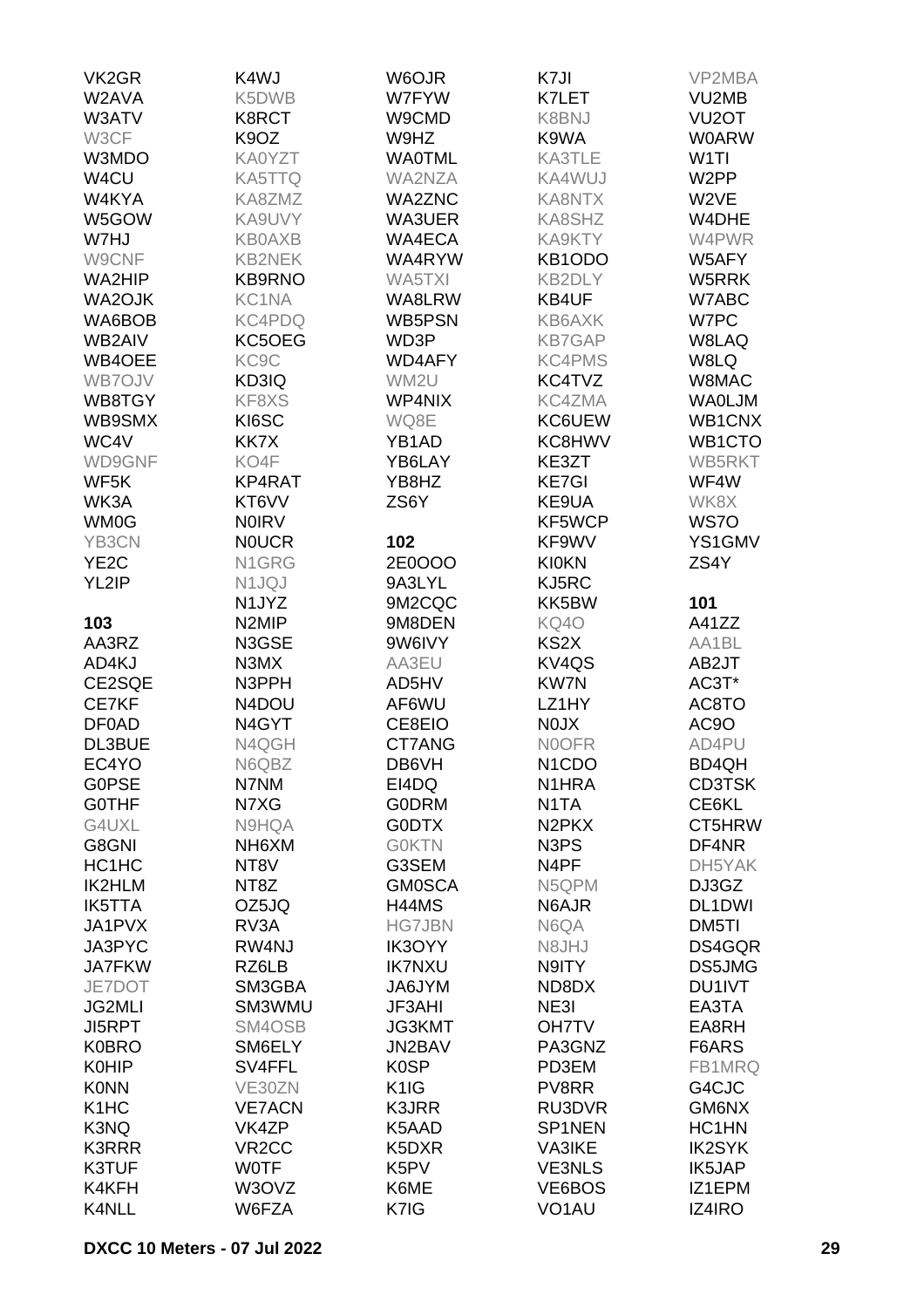VK2GR
W2AVA
W3ATV
W3CF
W3MDO
W4CU
W4KYA
W5GOW
W7HJ
W9CNF
WA2HIP
WA2OJK
WA6BOB
WB2AIV
WB4OEE
WB7OJV
WB8TGY
WB9SMX
WC4V
WD9GNF
WF5K
WK3A
WM0G
YB3CN
YE2C
YL2IP

**103**

AA3RZ
AD4KJ
CE2SQE
CE7KF
DF0AD
DL3BUE
EC4YO
G0PSE
G0THF
G4UXL
G8GNI
HC1HC
IK2HLM
IK5TTA
JA1PVX
JA3PYC
JA7FKW
JE7DOT
JG2MLI
JI5RPT
K0BRO
K0HIP
K0NN
K1HC
K3NQ
K3RRR
K3TUF
K4KFH
K4NLL

K4WJ
K5DWB
K8RCT
K9OZ
KA0YZT
KA5TTQ
KA8ZMZ
KA9UVY
KB0AXB
KB2NEK
KB9RNO
KC1NA
KC4PDQ
KC5OEG
KC9C
KD3IQ
KF8XS
KI6SC
KK7X
KO4F
KP4RAT
KT6VV
N0IRV
N0UCR
N1GRG
N1JQJ
N1JYZ
N2MIP
N3GSE
N3MX
N3PPH
N4DOU
N4GYT
N4QGH
N6QBZ
N7NM
N7XG
N9HQA
NH6XM
NT8V
NT8Z
OZ5JQ
RV3A
RW4NJ
RZ6LB
SM3GBA
SM3WMU
SM4OSB
SM6ELY
SV4FFL
VE30ZN
VE7ACN
VK4ZP
VR2CC
W0TF
W3OVZ
W6FZA

W6OJR
W7FYW
W9CMD
W9HZ
WA0TML
WA2NZA
WA2ZNC
WA3UER
WA4ECA
WA4RYW
WA5TXI
WA8LRW
WB5PSN
WD3P
WD4AFY
WM2U
WP4NIX
WQ8E
YB1AD
YB6LAY
YB8HZ
ZS6Y

**102**

2E0OOO
9A3LYL
9M2CQC
9M8DEN
9W6IVY
AA3EU
AD5HV
AF6WU
CE8EIO
CT7ANG
DB6VH
EI4DQ
G0DRM
G0DTX
G0KTN
G3SEM
GM0SCA
H44MS
HG7JBN
IK3OYY
IK7NXU
JA6JYM
JF3AHI
JG3KMT
JN2BAV
K0SP
K1IG
K3JRR
K5AAD
K5DXR
K5PV
K6ME
K7IG

K7JI
K7LET
K8BNJ
K9WA
KA3TLE
KA4WUJ
KA8NTX
KA8SHZ
KA9KTY
KB1ODO
KB2DLY
KB4UF
KB6AXK
KB7GAP
KC4PMS
KC4TVZ
KC4ZMA
KC6UEW
KC8HWV
KE3ZT
KE7GI
KE9UA
KF5WCP
KF9WV
KI0KN
KJ5RC
KK5BW
KQ4O
KS2X
KV4QS
KW7N
LZ1HY
N0JX
N0OFR
N1CDO
N1HRA
N1TA
N2PKX
N3PS
N4PF
N5QPM
N6AJR
N6QA
N8JHJ
N9ITY
ND8DX
NE3I
OH7TV
PA3GNZ
PD3EM
PV8RR
RU3DVR
SP1NEN
VA3IKE
VE3NLS
VE6BOS
VO1AU

VP2MBA
VU2MB
VU2OT
W0ARW
W1TI
W2PP
W2VE
W4DHE
W4PWR
W5AFY
W5RRK
W7ABC
W7PC
W8LAQ
W8LQ
W8MAC
WA0LJM
WB1CNX
WB1CTO
WB5RKT
WF4W
WK8X
WS7O
YS1GMV
ZS4Y

**101**

A41ZZ
AA1BL
AB2JT
AC3T*
AC8TO
AC9O
AD4PU
BD4QH
CD3TSK
CE6KL
CT5HRW
DF4NR
DH5YAK
DJ3GZ
DL1DWI
DM5TI
DS4GQR
DS5JMG
DU1IVT
EA3TA
EA8RH
F6ARS
FB1MRQ
G4CJC
GM6NX
HC1HN
IK2SYK
IK5JAP
IZ1EPM
IZ4IRO

**DXCC 10 Meters - 07 Jul 2022**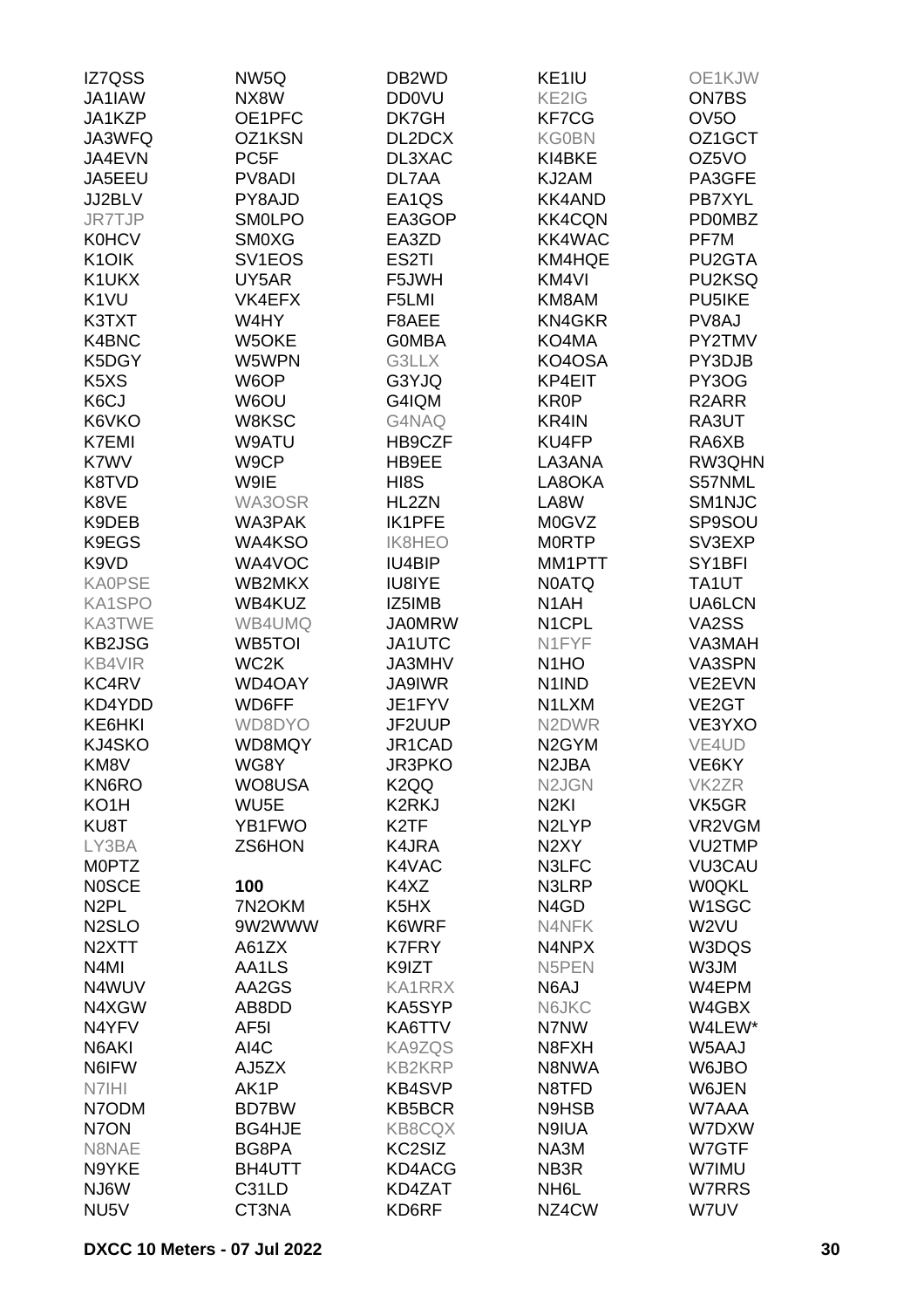IZ7QSS
JA1IAW
JA1KZP
JA3WFQ
JA4EVN
JA5EEU
JJ2BLV
JR7TJP
K0HCV
K1OIK
K1UKX
K1VU
K3TXT
K4BNC
K5DGY
K5XS
K6CJ
K6VKO
K7EMI
K7WV
K8TVD
K8VE
K9DEB
K9EGS
K9VD
KA0PSE
KA1SPO
KA3TWE
KB2JSG
KB4VIR
KC4RV
KD4YDD
KE6HKI
KJ4SKO
KM8V
KN6RO
KO1H
KU8T
LY3BA
M0PTZ
N0SCE
N2PL
N2SLO
N2XTT
N4MI
N4WUV
N4XGW
N4YFV
N6AKI
N6IFW
N7IHI
N7ODM
N7ON
N8NAE
N9YKE
NJ6W
NU5V

NW5Q
NX8W
OE1PFC
OZ1KSN
PC5F
PV8ADI
PY8AJD
SM0LPO
SM0XG
SV1EOS
UY5AR
VK4EFX
W4HY
W5OKE
W5WPN
W6OP
W6OU
W8KSC
W9ATU
W9CP
W9IE
WA3OSR
WA3PAK
WA4KSO
WA4VOC
WB2MKX
WB4KUZ
WB4UMQ
WB5TOI
WC2K
WD4OAY
WD6FF
WD8DYO
WD8MQY
WG8Y
WO8USA
WU5E
YB1FWO
ZS6HON

**100**

7N2OKM
9W2WWW
A61ZX
AA1LS
AA2GS
AB8DD
AF5I
AI4C
AJ5ZX
AK1P
BD7BW
BG4HJE
BG8PA
BH4UTT
C31LD
CT3NA

DB2WD
DD0VU
DK7GH
DL2DCX
DL3XAC
DL7AA
EA1QS
EA3GOP
EA3ZD
ES2TI
F5JWH
F5LMI
F8AEE
G0MBA
G3LLX
G3YJQ
G4IQM
G4NAQ
HB9CZF
HB9EE
HI8S
HL2ZN
IK1PFE
IK8HEO
IU4BIP
IU8IYE
IZ5IMB
JA0MRW
JA1UTC
JA3MHV
JA9IWR
JE1FYV
JF2UUP
JR1CAD
JR3PKO
K2QQ
K2RKJ
K2TF
K4JRA
K4VAC
K4XZ
K5HX
K6WRF
K7FRY
K9IZT
KA1RRX
KA5SYP
KA6TTV
KA9ZQS
KB2KRP
KB4SVP
KB5BCR
KB8CQX
KC2SIZ
KD4ACG
KD4ZAT
KD6RF

KE1IU
KE2IG
KF7CG
KG0BN
KI4BKE
KJ2AM
KK4AND
KK4CQN
KK4WAC
KM4HQE
KM4VI
KM8AM
KN4GKR
KO4MA
KO4OSA
KP4EIT
KR0P
KR4IN
KU4FP
LA3ANA
LA8OKA
LA8W
M0GVZ
M0RTP
MM1PTT
N0ATQ
N1AH
N1CPL
N1FYF
N1HO
N1IND
N1LXM
N2DWR
N2GYM
N2JBA
N2JGN
N2KI
N2LYP
N2XY
N3LFC
N3LRP
N4GD
N4NFK
N4NPX
N5PEN
N6AJ
N6JKC
N7NW
N8FXH
N8NWA
N8TFD
N9HSB
N9IUA
NA3M
NB3R
NH6L
NZ4CW

OE1KJW
ON7BS
OV5O
OZ1GCT
OZ5VO
PA3GFE
PB7XYL
PD0MBZ
PF7M
PU2GTA
PU2KSQ
PU5IKE
PV8AJ
PY2TMV
PY3DJB
PY3OG
R2ARR
RA3UT
RA6XB
RW3QHN
S57NML
SM1NJC
SP9SOU
SV3EXP
SY1BFI
TA1UT
UA6LCN
VA2SS
VA3MAH
VA3SPN
VE2EVN
VE2GT
VE3YXO
VE4UD
VE6KY
VK2ZR
VK5GR
VR2VGM
VU2TMP
VU3CAU
W0QKL
W1SGC
W2VU
W3DQS
W3JM
W4EPM
W4GBX
W4LEW*
W5AAJ
W6JBO
W6JEN
W7AAA
W7DXW
W7GTF
W7IMU
W7RRS
W7UV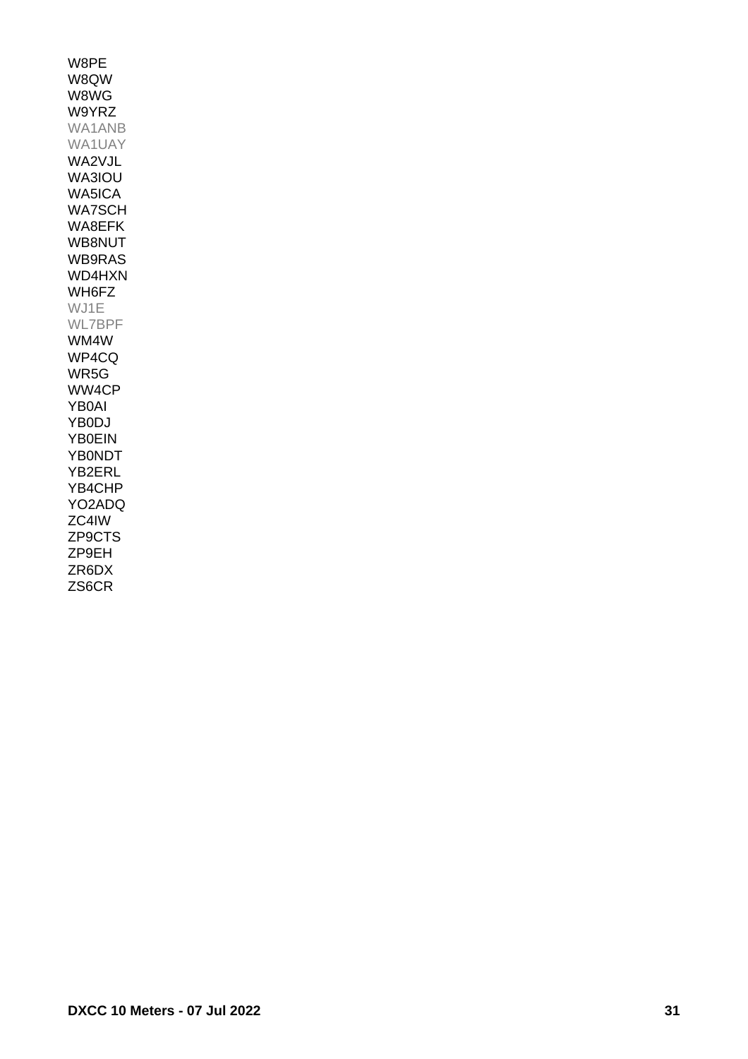W8PE
W8QW
W8WG
W9YRZ
WA1ANB
WA1UAY
WA2VJL
WA3IOU
WA5ICA
WA7SCH
WA8EFK
WB8NUT
WB9RAS
WD4HXN
WH6FZ
WJ1E
WL7BPF
WM4W
WP4CQ
WR5G
WW4CP
YB0AI
YB0DJ
YB0EIN
YB0NDT
YB2ERL
YB4CHP
YO2ADQ
ZC4IW
ZP9CTS
ZP9EH
ZR6DX
ZS6CR